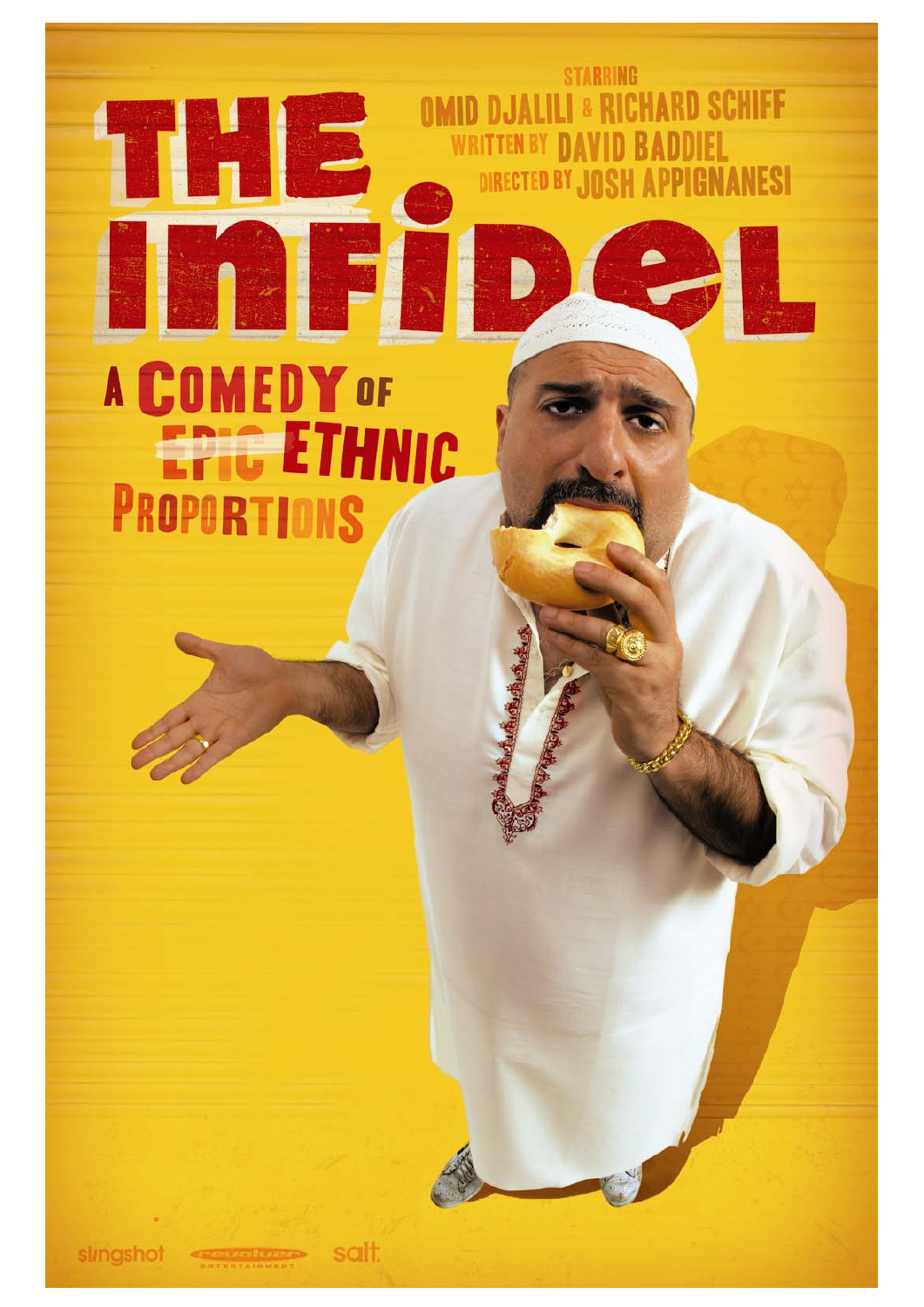STARRING
OMID DJALILI & RICHARD SCHIFF
WRITTEN BY DAVID BADDIEL
DIRECTED BY JOSH APPIGNANESI

# THE INFIDEL

A COMEDY OF ~~EPIC~~ ETHNIC PROPORTIONS

slingshot revolver ENTERTAINMENT salt.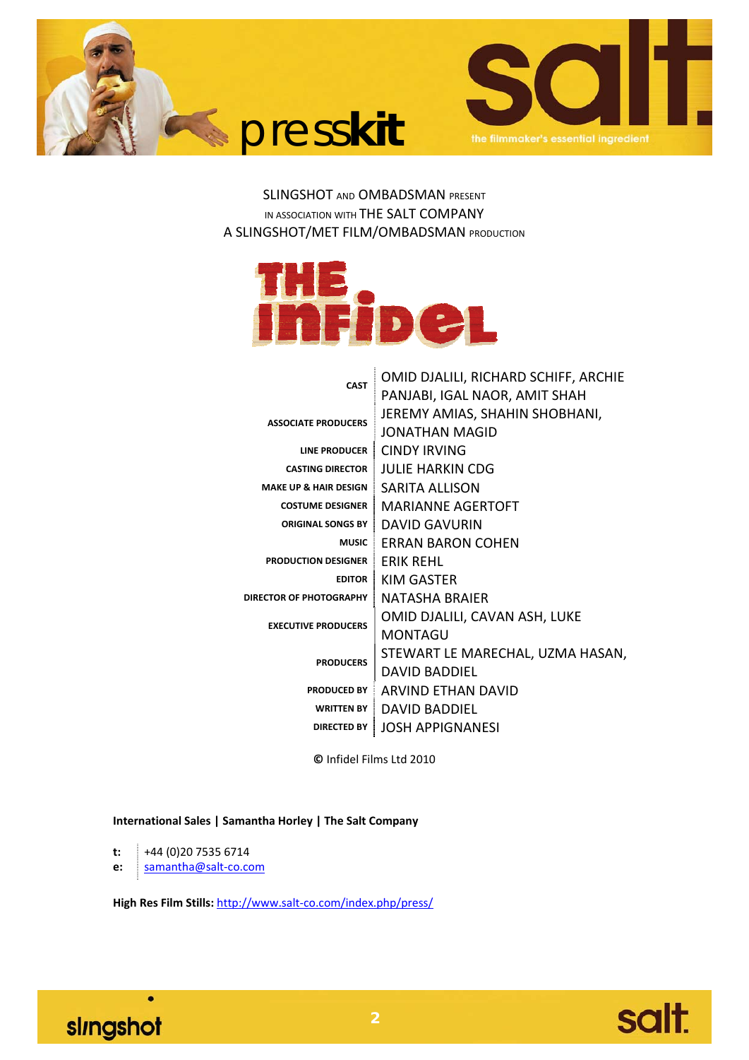presskit

salt. the filmmaker's essential ingredient

SLINGSHOT AND OMBADSMAN PRESENT
IN ASSOCIATION WITH THE SALT COMPANY
A SLINGSHOT/MET FILM/OMBADSMAN PRODUCTION

# THE INFIDEL

| | |
|---|---|
| **CAST** | OMID DJALILI, RICHARD SCHIFF, ARCHIE PANJABI, IGAL NAOR, AMIT SHAH |
| **ASSOCIATE PRODUCERS** | JEREMY AMIAS, SHAHIN SHOBHANI, JONATHAN MAGID |
| **LINE PRODUCER** | CINDY IRVING |
| **CASTING DIRECTOR** | JULIE HARKIN CDG |
| **MAKE UP & HAIR DESIGN** | SARITA ALLISON |
| **COSTUME DESIGNER** | MARIANNE AGERTOFT |
| **ORIGINAL SONGS BY** | DAVID GAVURIN |
| **MUSIC** | ERRAN BARON COHEN |
| **PRODUCTION DESIGNER** | ERIK REHL |
| **EDITOR** | KIM GASTER |
| **DIRECTOR OF PHOTOGRAPHY** | NATASHA BRAIER |
| **EXECUTIVE PRODUCERS** | OMID DJALILI, CAVAN ASH, LUKE MONTAGU |
| **PRODUCERS** | STEWART LE MARECHAL, UZMA HASAN, DAVID BADDIEL |
| **PRODUCED BY** | ARVIND ETHAN DAVID |
| **WRITTEN BY** | DAVID BADDIEL |
| **DIRECTED BY** | JOSH APPIGNANESI |

© Infidel Films Ltd 2010

**International Sales | Samantha Horley | The Salt Company**

**t:** +44 (0)20 7535 6714
**e:** samantha@salt-co.com

**High Res Film Stills:** http://www.salt-co.com/index.php/press/

slingshot

salt.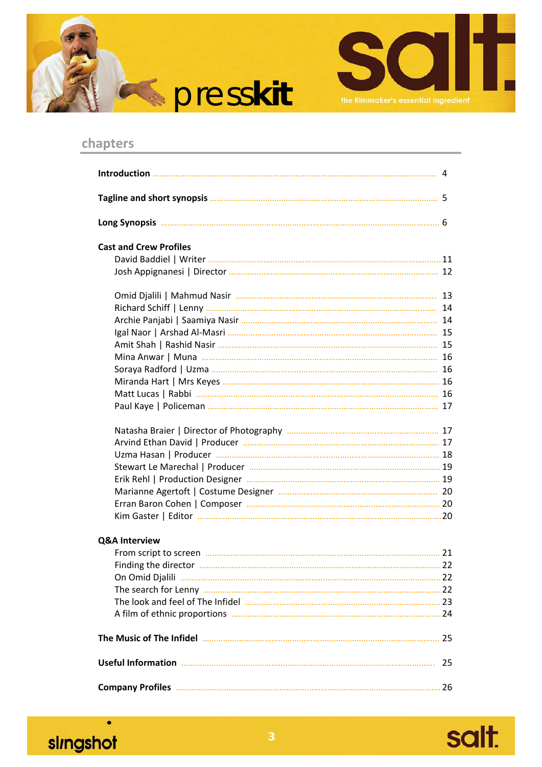# presskit

## chapters

**Introduction** ........ 4

**Tagline and short synopsis** ........ 5

**Long Synopsis** ........ 6

**Cast and Crew Profiles**

- David Baddiel | Writer ........ 11
- Josh Appignanesi | Director ........ 12

- Omid Djalili | Mahmud Nasir ........ 13
- Richard Schiff | Lenny ........ 14
- Archie Panjabi | Saamiya Nasir ........ 14
- Igal Naor | Arshad Al-Masri ........ 15
- Amit Shah | Rashid Nasir ........ 15
- Mina Anwar | Muna ........ 16
- Soraya Radford | Uzma ........ 16
- Miranda Hart | Mrs Keyes ........ 16
- Matt Lucas | Rabbi ........ 16
- Paul Kaye | Policeman ........ 17

- Natasha Braier | Director of Photography ........ 17
- Arvind Ethan David | Producer ........ 17
- Uzma Hasan | Producer ........ 18
- Stewart Le Marechal | Producer ........ 19
- Erik Rehl | Production Designer ........ 19
- Marianne Agertoft | Costume Designer ........ 20
- Erran Baron Cohen | Composer ........ 20
- Kim Gaster | Editor ........ 20

**Q&A Interview**

- From script to screen ........ 21
- Finding the director ........ 22
- On Omid Djalili ........ 22
- The search for Lenny ........ 22
- The look and feel of The Infidel ........ 23
- A film of ethnic proportions ........ 24

**The Music of The Infidel** ........ 25

**Useful Information** ........ 25

**Company Profiles** ........ 26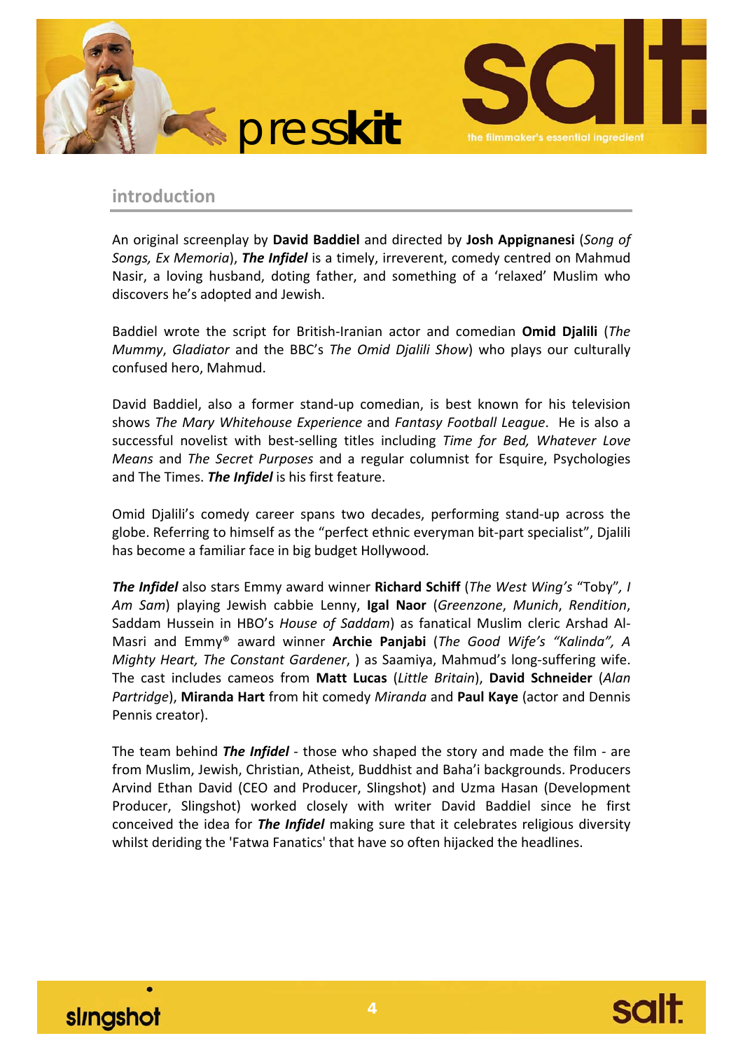## introduction

An original screenplay by **David Baddiel** and directed by **Josh Appignanesi** (*Song of Songs, Ex Memoria*), ***The Infidel*** is a timely, irreverent, comedy centred on Mahmud Nasir, a loving husband, doting father, and something of a 'relaxed' Muslim who discovers he's adopted and Jewish.

Baddiel wrote the script for British-Iranian actor and comedian **Omid Djalili** (*The Mummy*, *Gladiator* and the BBC's *The Omid Djalili Show*) who plays our culturally confused hero, Mahmud.

David Baddiel, also a former stand-up comedian, is best known for his television shows *The Mary Whitehouse Experience* and *Fantasy Football League*. He is also a successful novelist with best-selling titles including *Time for Bed, Whatever Love Means* and *The Secret Purposes* and a regular columnist for Esquire, Psychologies and The Times. ***The Infidel*** is his first feature.

Omid Djalili's comedy career spans two decades, performing stand-up across the globe. Referring to himself as the "perfect ethnic everyman bit-part specialist", Djalili has become a familiar face in big budget Hollywood.

***The Infidel*** also stars Emmy award winner **Richard Schiff** (*The West Wing's* "Toby"*, I Am Sam*) playing Jewish cabbie Lenny, **Igal Naor** (*Greenzone*, *Munich*, *Rendition*, Saddam Hussein in HBO's *House of Saddam*) as fanatical Muslim cleric Arshad Al-Masri and Emmy® award winner **Archie Panjabi** (*The Good Wife's "Kalinda", A Mighty Heart, The Constant Gardener*, ) as Saamiya, Mahmud's long-suffering wife. The cast includes cameos from **Matt Lucas** (*Little Britain*), **David Schneider** (*Alan Partridge*), **Miranda Hart** from hit comedy *Miranda* and **Paul Kaye** (actor and Dennis Pennis creator).

The team behind ***The Infidel*** - those who shaped the story and made the film - are from Muslim, Jewish, Christian, Atheist, Buddhist and Baha'i backgrounds. Producers Arvind Ethan David (CEO and Producer, Slingshot) and Uzma Hasan (Development Producer, Slingshot) worked closely with writer David Baddiel since he first conceived the idea for ***The Infidel*** making sure that it celebrates religious diversity whilst deriding the 'Fatwa Fanatics' that have so often hijacked the headlines.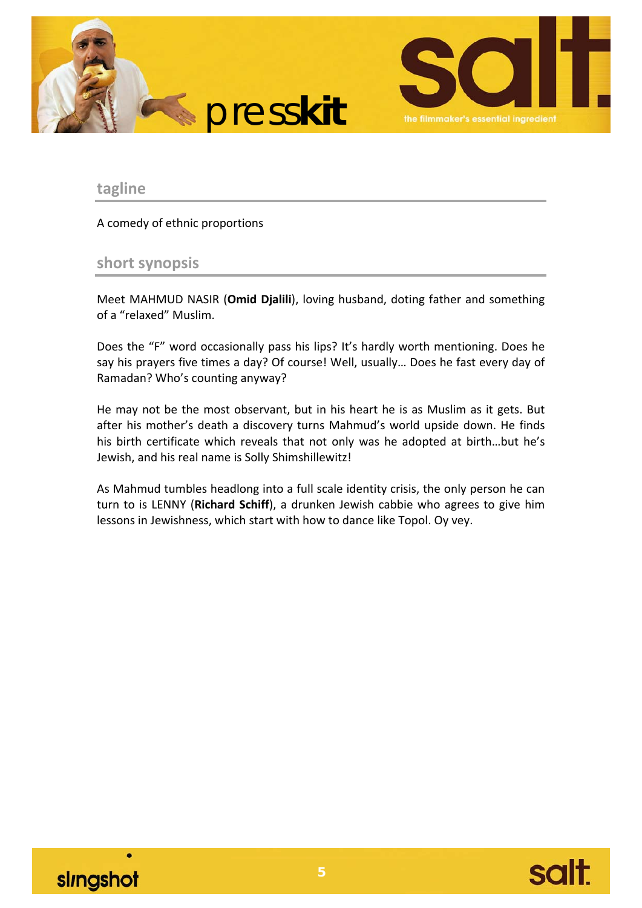## tagline

A comedy of ethnic proportions

## short synopsis

Meet MAHMUD NASIR (**Omid Djalili**), loving husband, doting father and something of a "relaxed" Muslim.

Does the "F" word occasionally pass his lips? It's hardly worth mentioning. Does he say his prayers five times a day? Of course! Well, usually… Does he fast every day of Ramadan? Who's counting anyway?

He may not be the most observant, but in his heart he is as Muslim as it gets. But after his mother's death a discovery turns Mahmud's world upside down. He finds his birth certificate which reveals that not only was he adopted at birth…but he's Jewish, and his real name is Solly Shimshillewitz!

As Mahmud tumbles headlong into a full scale identity crisis, the only person he can turn to is LENNY (**Richard Schiff**), a drunken Jewish cabbie who agrees to give him lessons in Jewishness, which start with how to dance like Topol. Oy vey.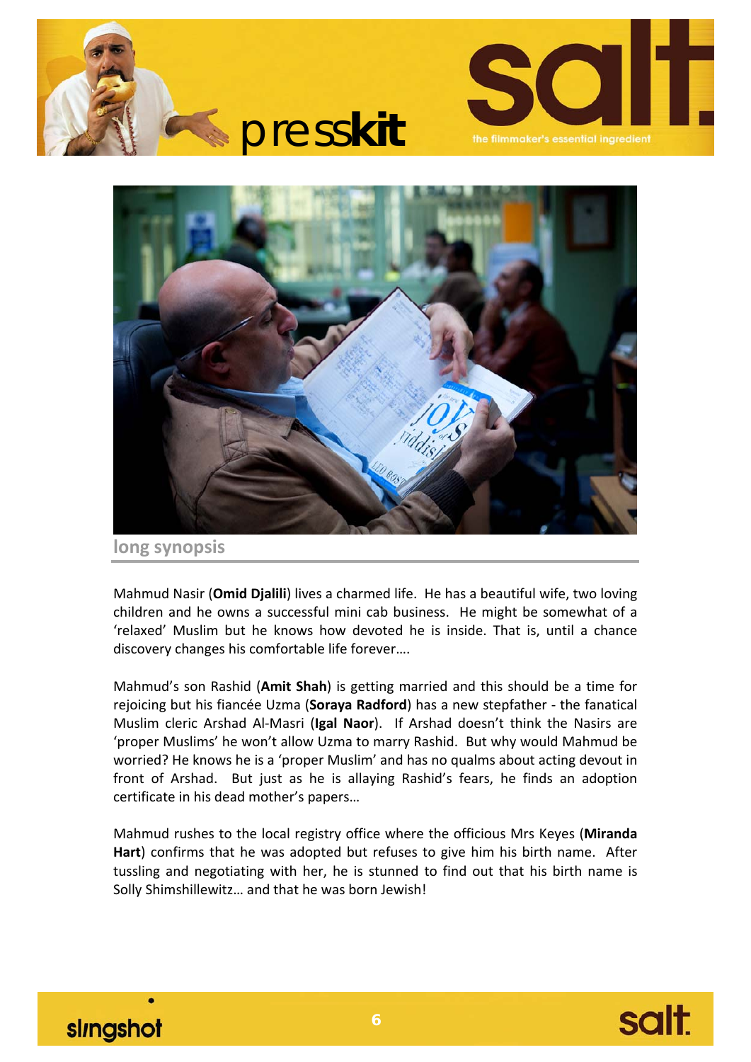## long synopsis

Mahmud Nasir (**Omid Djalili**) lives a charmed life. He has a beautiful wife, two loving children and he owns a successful mini cab business. He might be somewhat of a 'relaxed' Muslim but he knows how devoted he is inside. That is, until a chance discovery changes his comfortable life forever….

Mahmud's son Rashid (**Amit Shah**) is getting married and this should be a time for rejoicing but his fiancée Uzma (**Soraya Radford**) has a new stepfather - the fanatical Muslim cleric Arshad Al-Masri (**Igal Naor**). If Arshad doesn't think the Nasirs are 'proper Muslims' he won't allow Uzma to marry Rashid. But why would Mahmud be worried? He knows he is a 'proper Muslim' and has no qualms about acting devout in front of Arshad. But just as he is allaying Rashid's fears, he finds an adoption certificate in his dead mother's papers…

Mahmud rushes to the local registry office where the officious Mrs Keyes (**Miranda Hart**) confirms that he was adopted but refuses to give him his birth name. After tussling and negotiating with her, he is stunned to find out that his birth name is Solly Shimshillewitz… and that he was born Jewish!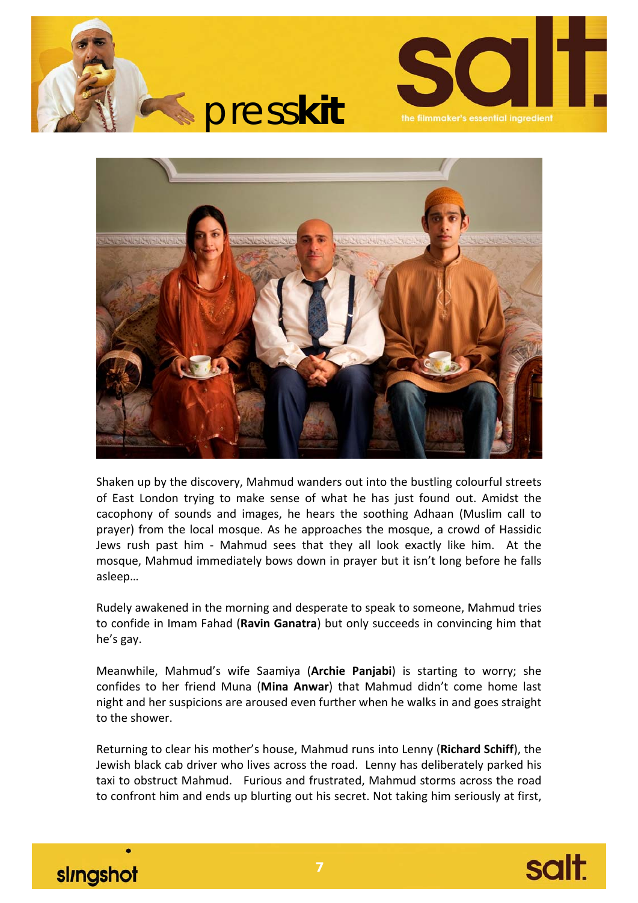Shaken up by the discovery, Mahmud wanders out into the bustling colourful streets of East London trying to make sense of what he has just found out. Amidst the cacophony of sounds and images, he hears the soothing Adhaan (Muslim call to prayer) from the local mosque. As he approaches the mosque, a crowd of Hassidic Jews rush past him - Mahmud sees that they all look exactly like him. At the mosque, Mahmud immediately bows down in prayer but it isn't long before he falls asleep…

Rudely awakened in the morning and desperate to speak to someone, Mahmud tries to confide in Imam Fahad (**Ravin Ganatra**) but only succeeds in convincing him that he's gay.

Meanwhile, Mahmud's wife Saamiya (**Archie Panjabi**) is starting to worry; she confides to her friend Muna (**Mina Anwar**) that Mahmud didn't come home last night and her suspicions are aroused even further when he walks in and goes straight to the shower.

Returning to clear his mother's house, Mahmud runs into Lenny (**Richard Schiff**), the Jewish black cab driver who lives across the road. Lenny has deliberately parked his taxi to obstruct Mahmud. Furious and frustrated, Mahmud storms across the road to confront him and ends up blurting out his secret. Not taking him seriously at first,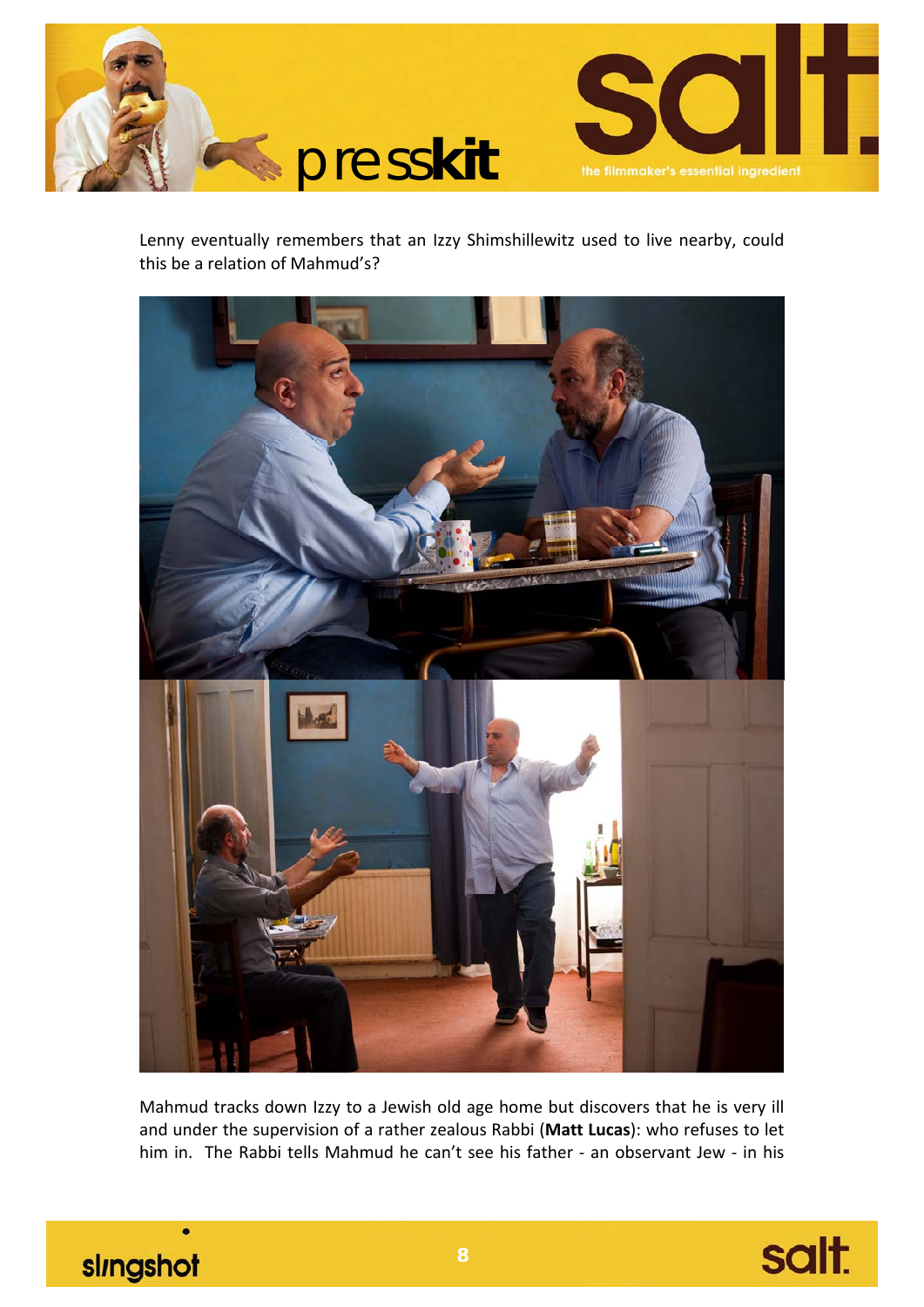Lenny eventually remembers that an Izzy Shimshillewitz used to live nearby, could this be a relation of Mahmud's?

Mahmud tracks down Izzy to a Jewish old age home but discovers that he is very ill and under the supervision of a rather zealous Rabbi (**Matt Lucas**): who refuses to let him in. The Rabbi tells Mahmud he can't see his father - an observant Jew - in his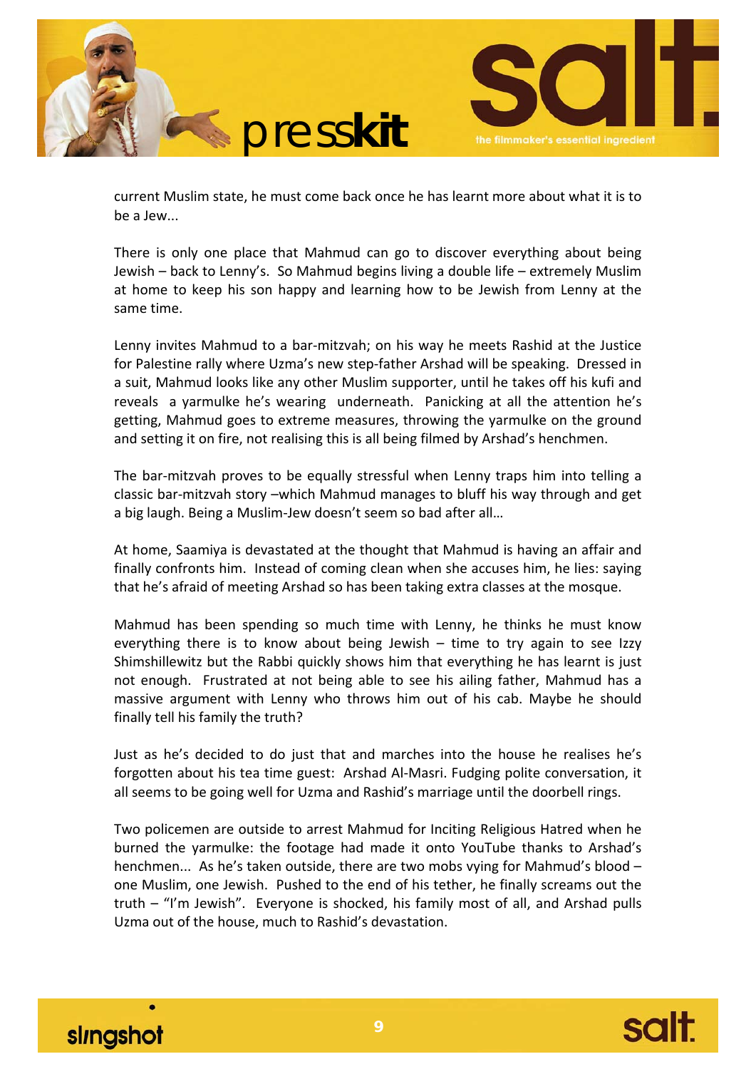current Muslim state, he must come back once he has learnt more about what it is to be a Jew...

There is only one place that Mahmud can go to discover everything about being Jewish – back to Lenny's. So Mahmud begins living a double life – extremely Muslim at home to keep his son happy and learning how to be Jewish from Lenny at the same time.

Lenny invites Mahmud to a bar-mitzvah; on his way he meets Rashid at the Justice for Palestine rally where Uzma's new step-father Arshad will be speaking. Dressed in a suit, Mahmud looks like any other Muslim supporter, until he takes off his kufi and reveals a yarmulke he's wearing underneath. Panicking at all the attention he's getting, Mahmud goes to extreme measures, throwing the yarmulke on the ground and setting it on fire, not realising this is all being filmed by Arshad's henchmen.

The bar-mitzvah proves to be equally stressful when Lenny traps him into telling a classic bar-mitzvah story –which Mahmud manages to bluff his way through and get a big laugh. Being a Muslim-Jew doesn't seem so bad after all…

At home, Saamiya is devastated at the thought that Mahmud is having an affair and finally confronts him. Instead of coming clean when she accuses him, he lies: saying that he's afraid of meeting Arshad so has been taking extra classes at the mosque.

Mahmud has been spending so much time with Lenny, he thinks he must know everything there is to know about being Jewish – time to try again to see Izzy Shimshillewitz but the Rabbi quickly shows him that everything he has learnt is just not enough. Frustrated at not being able to see his ailing father, Mahmud has a massive argument with Lenny who throws him out of his cab. Maybe he should finally tell his family the truth?

Just as he's decided to do just that and marches into the house he realises he's forgotten about his tea time guest: Arshad Al-Masri. Fudging polite conversation, it all seems to be going well for Uzma and Rashid's marriage until the doorbell rings.

Two policemen are outside to arrest Mahmud for Inciting Religious Hatred when he burned the yarmulke: the footage had made it onto YouTube thanks to Arshad's henchmen... As he's taken outside, there are two mobs vying for Mahmud's blood – one Muslim, one Jewish. Pushed to the end of his tether, he finally screams out the truth – "I'm Jewish". Everyone is shocked, his family most of all, and Arshad pulls Uzma out of the house, much to Rashid's devastation.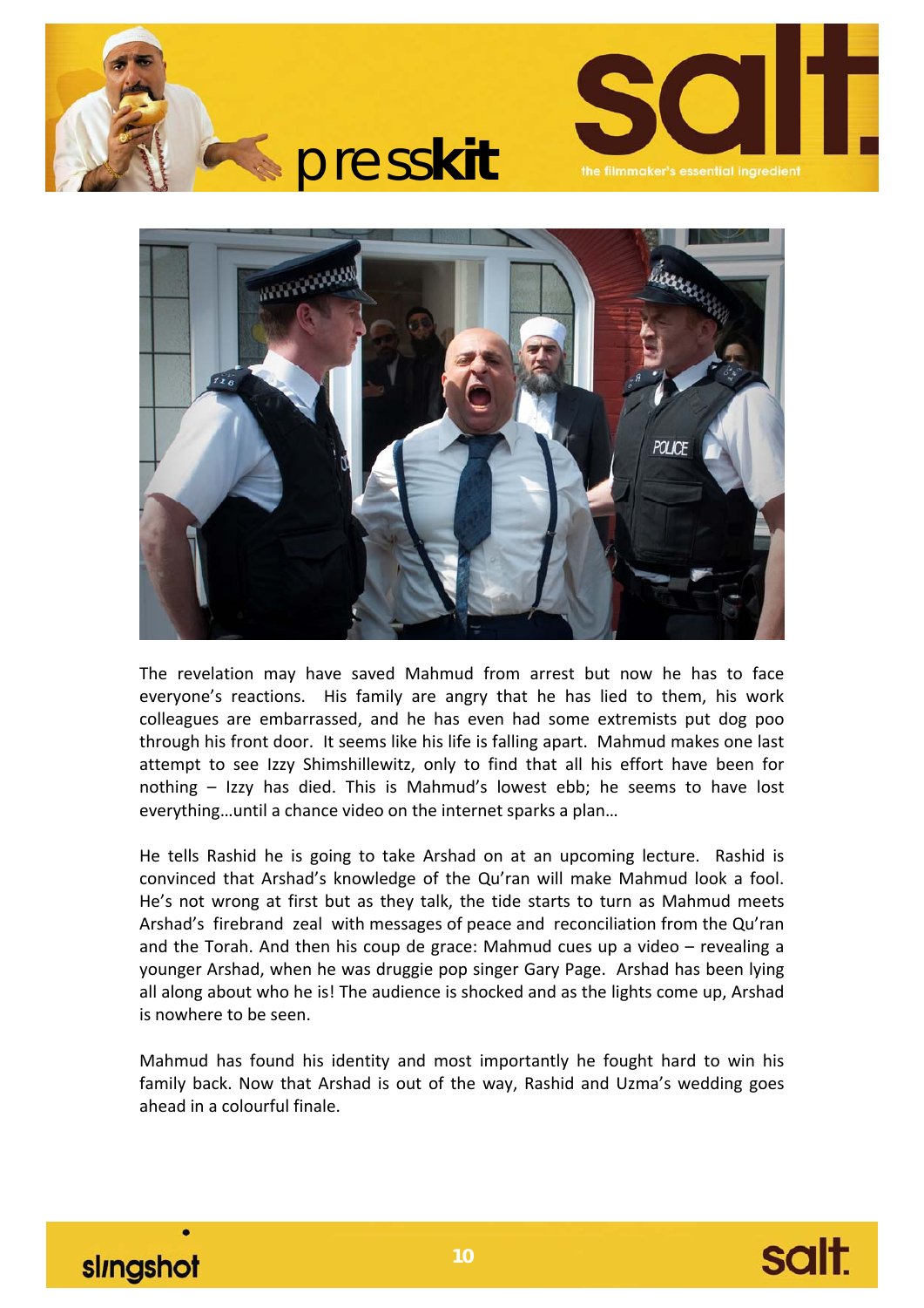The revelation may have saved Mahmud from arrest but now he has to face everyone's reactions. His family are angry that he has lied to them, his work colleagues are embarrassed, and he has even had some extremists put dog poo through his front door. It seems like his life is falling apart. Mahmud makes one last attempt to see Izzy Shimshillewitz, only to find that all his effort have been for nothing – Izzy has died. This is Mahmud's lowest ebb; he seems to have lost everything…until a chance video on the internet sparks a plan…

He tells Rashid he is going to take Arshad on at an upcoming lecture. Rashid is convinced that Arshad's knowledge of the Qu'ran will make Mahmud look a fool. He's not wrong at first but as they talk, the tide starts to turn as Mahmud meets Arshad's firebrand zeal with messages of peace and reconciliation from the Qu'ran and the Torah. And then his coup de grace: Mahmud cues up a video – revealing a younger Arshad, when he was druggie pop singer Gary Page. Arshad has been lying all along about who he is! The audience is shocked and as the lights come up, Arshad is nowhere to be seen.

Mahmud has found his identity and most importantly he fought hard to win his family back. Now that Arshad is out of the way, Rashid and Uzma's wedding goes ahead in a colourful finale.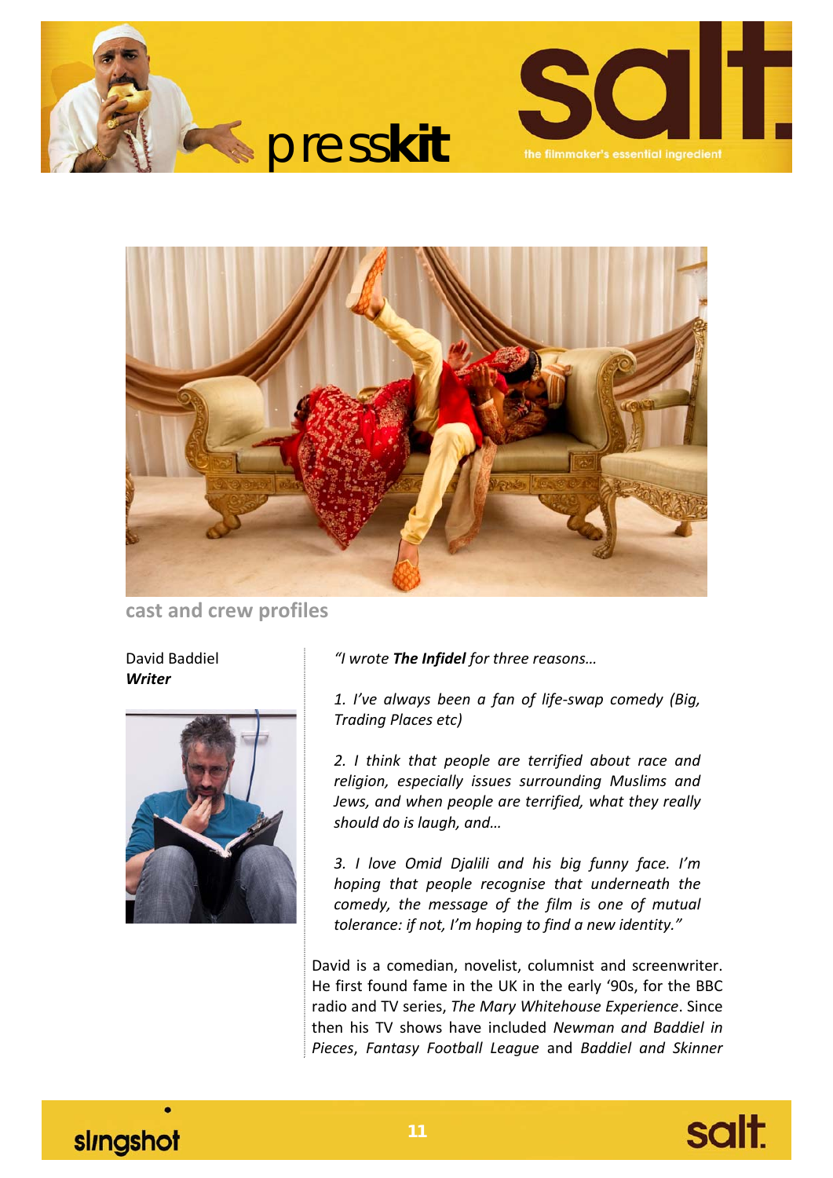## cast and crew profiles

David Baddiel
***Writer***

*"I wrote **The Infidel** for three reasons…*

*1. I've always been a fan of life-swap comedy (Big, Trading Places etc)*

*2. I think that people are terrified about race and religion, especially issues surrounding Muslims and Jews, and when people are terrified, what they really should do is laugh, and…*

*3. I love Omid Djalili and his big funny face. I'm hoping that people recognise that underneath the comedy, the message of the film is one of mutual tolerance: if not, I'm hoping to find a new identity."*

David is a comedian, novelist, columnist and screenwriter. He first found fame in the UK in the early '90s, for the BBC radio and TV series, *The Mary Whitehouse Experience*. Since then his TV shows have included *Newman and Baddiel in Pieces*, *Fantasy Football League* and *Baddiel and Skinner*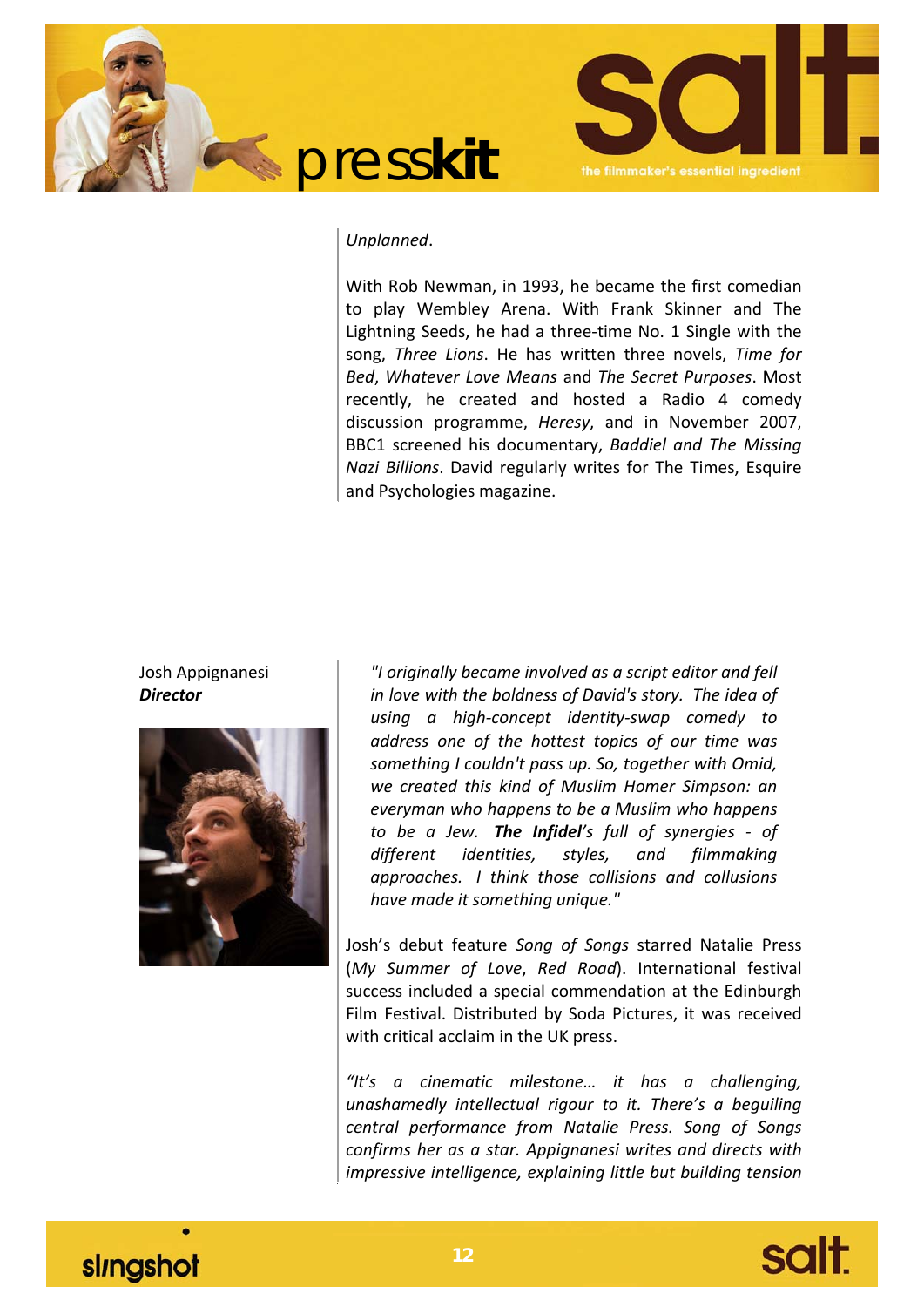*Unplanned*.

With Rob Newman, in 1993, he became the first comedian to play Wembley Arena. With Frank Skinner and The Lightning Seeds, he had a three-time No. 1 Single with the song, *Three Lions*. He has written three novels, *Time for Bed*, *Whatever Love Means* and *The Secret Purposes*. Most recently, he created and hosted a Radio 4 comedy discussion programme, *Heresy*, and in November 2007, BBC1 screened his documentary, *Baddiel and The Missing Nazi Billions*. David regularly writes for The Times, Esquire and Psychologies magazine.

Josh Appignanesi
***Director***

*"I originally became involved as a script editor and fell in love with the boldness of David's story. The idea of using a high-concept identity-swap comedy to address one of the hottest topics of our time was something I couldn't pass up. So, together with Omid, we created this kind of Muslim Homer Simpson: an everyman who happens to be a Muslim who happens to be a Jew.* ***The Infidel****'s full of synergies - of different identities, styles, and filmmaking approaches. I think those collisions and collusions have made it something unique."*

Josh's debut feature *Song of Songs* starred Natalie Press (*My Summer of Love*, *Red Road*). International festival success included a special commendation at the Edinburgh Film Festival. Distributed by Soda Pictures, it was received with critical acclaim in the UK press.

*"It's a cinematic milestone… it has a challenging, unashamedly intellectual rigour to it. There's a beguiling central performance from Natalie Press. Song of Songs confirms her as a star. Appignanesi writes and directs with impressive intelligence, explaining little but building tension*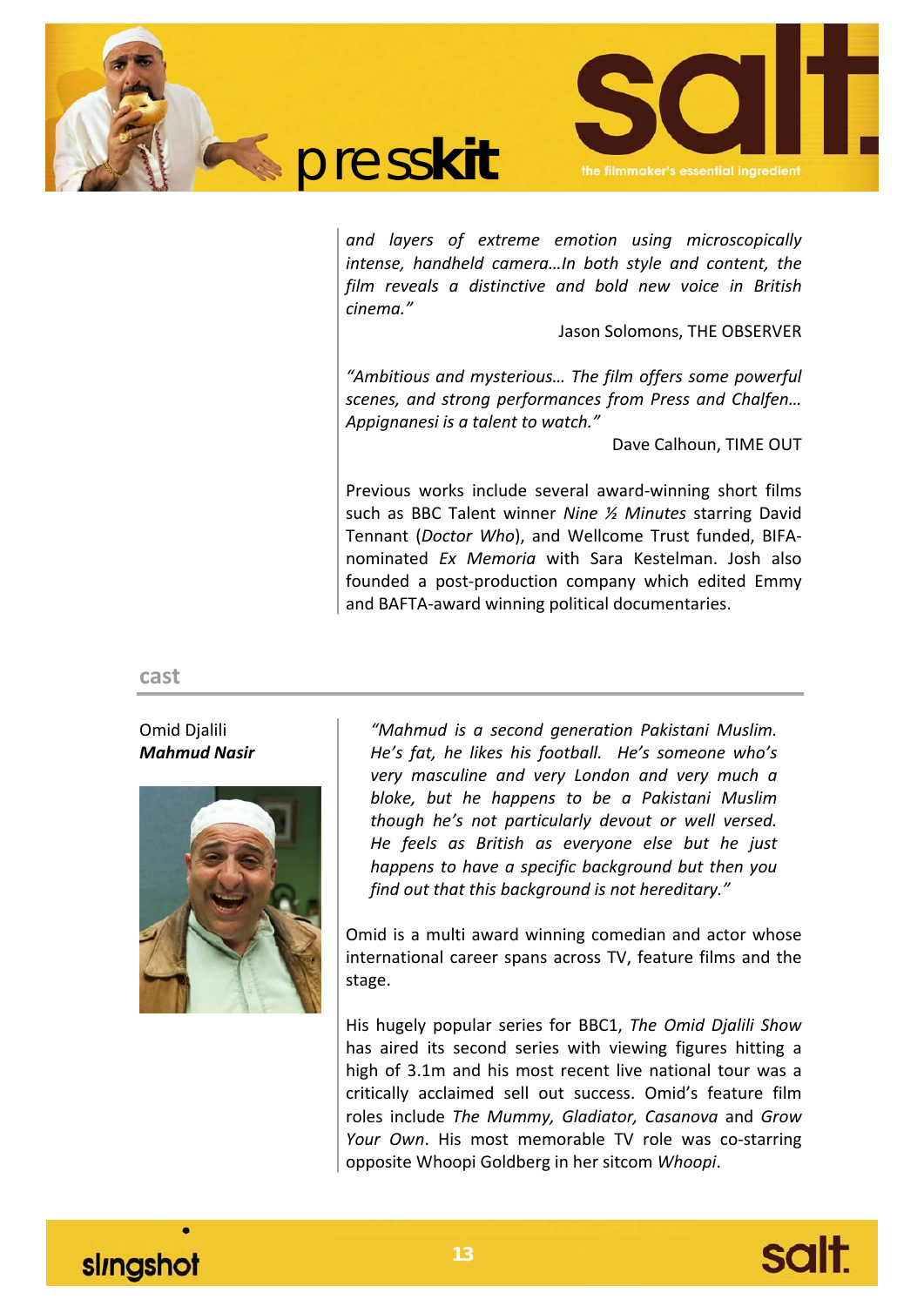*and layers of extreme emotion using microscopically intense, handheld camera…In both style and content, the film reveals a distinctive and bold new voice in British cinema."*

Jason Solomons, THE OBSERVER

*"Ambitious and mysterious… The film offers some powerful scenes, and strong performances from Press and Chalfen… Appignanesi is a talent to watch."*

Dave Calhoun, TIME OUT

Previous works include several award-winning short films such as BBC Talent winner *Nine ½ Minutes* starring David Tennant (*Doctor Who*), and Wellcome Trust funded, BIFA-nominated *Ex Memoria* with Sara Kestelman. Josh also founded a post-production company which edited Emmy and BAFTA-award winning political documentaries.

## cast

Omid Djalili
***Mahmud Nasir***

*"Mahmud is a second generation Pakistani Muslim. He's fat, he likes his football. He's someone who's very masculine and very London and very much a bloke, but he happens to be a Pakistani Muslim though he's not particularly devout or well versed. He feels as British as everyone else but he just happens to have a specific background but then you find out that this background is not hereditary."*

Omid is a multi award winning comedian and actor whose international career spans across TV, feature films and the stage.

His hugely popular series for BBC1, *The Omid Djalili Show* has aired its second series with viewing figures hitting a high of 3.1m and his most recent live national tour was a critically acclaimed sell out success. Omid's feature film roles include *The Mummy, Gladiator, Casanova* and *Grow Your Own*. His most memorable TV role was co-starring opposite Whoopi Goldberg in her sitcom *Whoopi*.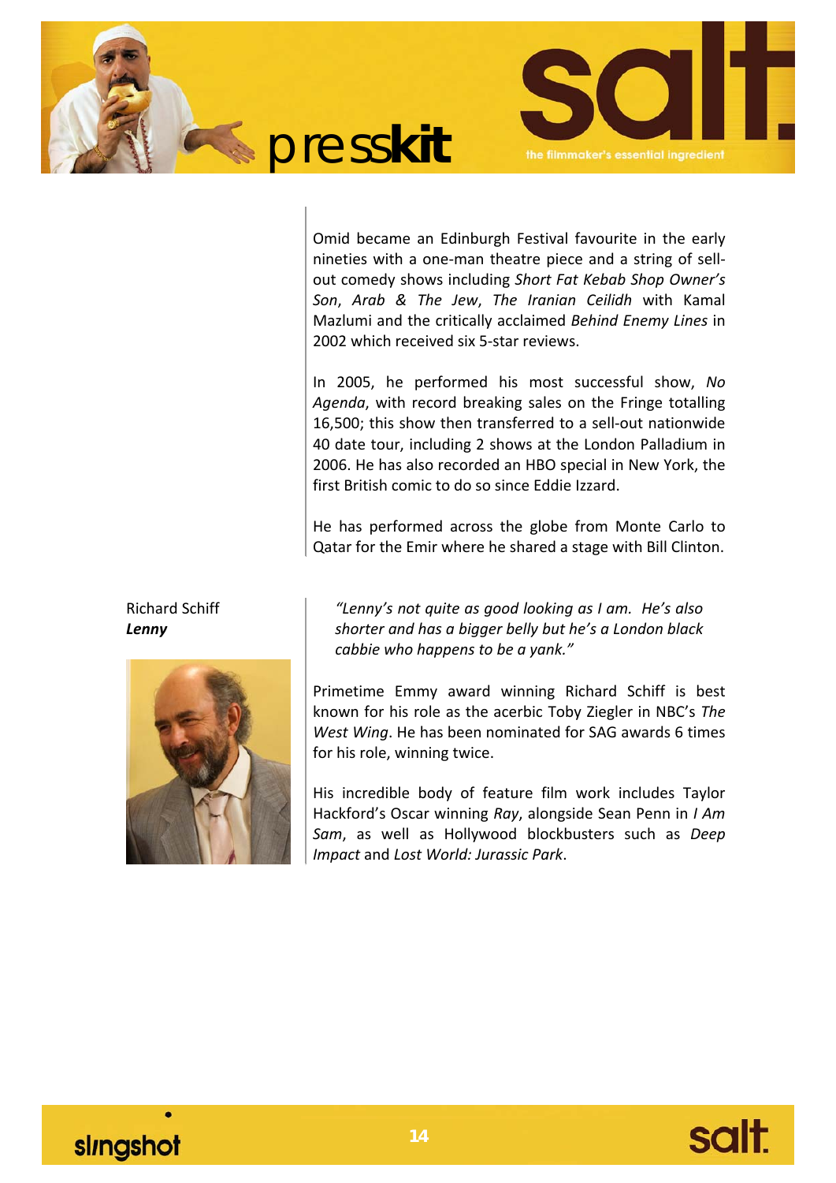Omid became an Edinburgh Festival favourite in the early nineties with a one-man theatre piece and a string of sell-out comedy shows including *Short Fat Kebab Shop Owner's Son*, *Arab & The Jew*, *The Iranian Ceilidh* with Kamal Mazlumi and the critically acclaimed *Behind Enemy Lines* in 2002 which received six 5-star reviews.

In 2005, he performed his most successful show, *No Agenda*, with record breaking sales on the Fringe totalling 16,500; this show then transferred to a sell-out nationwide 40 date tour, including 2 shows at the London Palladium in 2006. He has also recorded an HBO special in New York, the first British comic to do so since Eddie Izzard.

He has performed across the globe from Monte Carlo to Qatar for the Emir where he shared a stage with Bill Clinton.

Richard Schiff
***Lenny***

*"Lenny's not quite as good looking as I am. He's also shorter and has a bigger belly but he's a London black cabbie who happens to be a yank."*

Primetime Emmy award winning Richard Schiff is best known for his role as the acerbic Toby Ziegler in NBC's *The West Wing*. He has been nominated for SAG awards 6 times for his role, winning twice.

His incredible body of feature film work includes Taylor Hackford's Oscar winning *Ray*, alongside Sean Penn in *I Am Sam*, as well as Hollywood blockbusters such as *Deep Impact* and *Lost World: Jurassic Park*.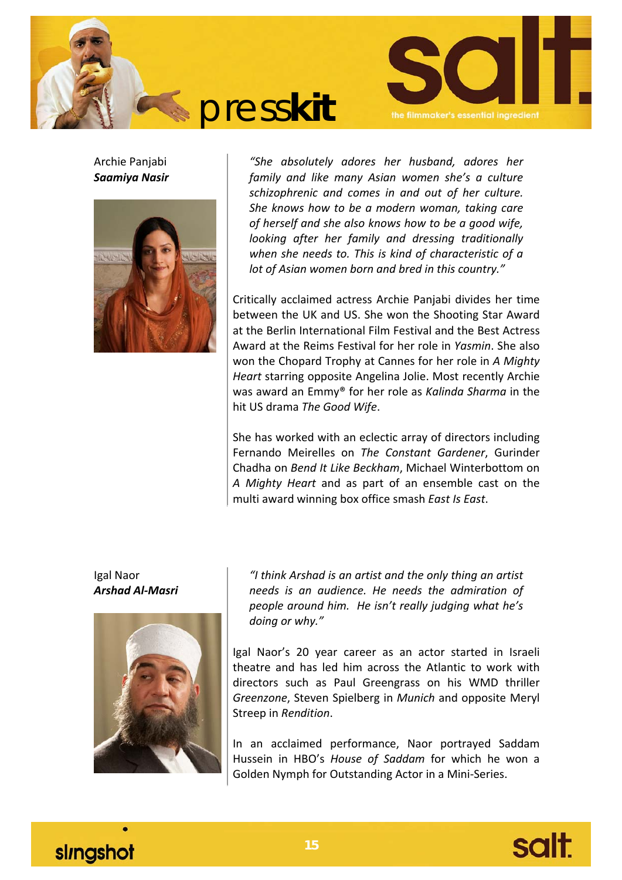Archie Panjabi
***Saamiya Nasir***

*"She absolutely adores her husband, adores her family and like many Asian women she's a culture schizophrenic and comes in and out of her culture. She knows how to be a modern woman, taking care of herself and she also knows how to be a good wife, looking after her family and dressing traditionally when she needs to. This is kind of characteristic of a lot of Asian women born and bred in this country."*

Critically acclaimed actress Archie Panjabi divides her time between the UK and US. She won the Shooting Star Award at the Berlin International Film Festival and the Best Actress Award at the Reims Festival for her role in *Yasmin*. She also won the Chopard Trophy at Cannes for her role in *A Mighty Heart* starring opposite Angelina Jolie. Most recently Archie was award an Emmy® for her role as *Kalinda Sharma* in the hit US drama *The Good Wife*.

She has worked with an eclectic array of directors including Fernando Meirelles on *The Constant Gardener*, Gurinder Chadha on *Bend It Like Beckham*, Michael Winterbottom on *A Mighty Heart* and as part of an ensemble cast on the multi award winning box office smash *East Is East*.

Igal Naor
***Arshad Al-Masri***

*"I think Arshad is an artist and the only thing an artist needs is an audience. He needs the admiration of people around him. He isn't really judging what he's doing or why."*

Igal Naor's 20 year career as an actor started in Israeli theatre and has led him across the Atlantic to work with directors such as Paul Greengrass on his WMD thriller *Greenzone*, Steven Spielberg in *Munich* and opposite Meryl Streep in *Rendition*.

In an acclaimed performance, Naor portrayed Saddam Hussein in HBO's *House of Saddam* for which he won a Golden Nymph for Outstanding Actor in a Mini-Series.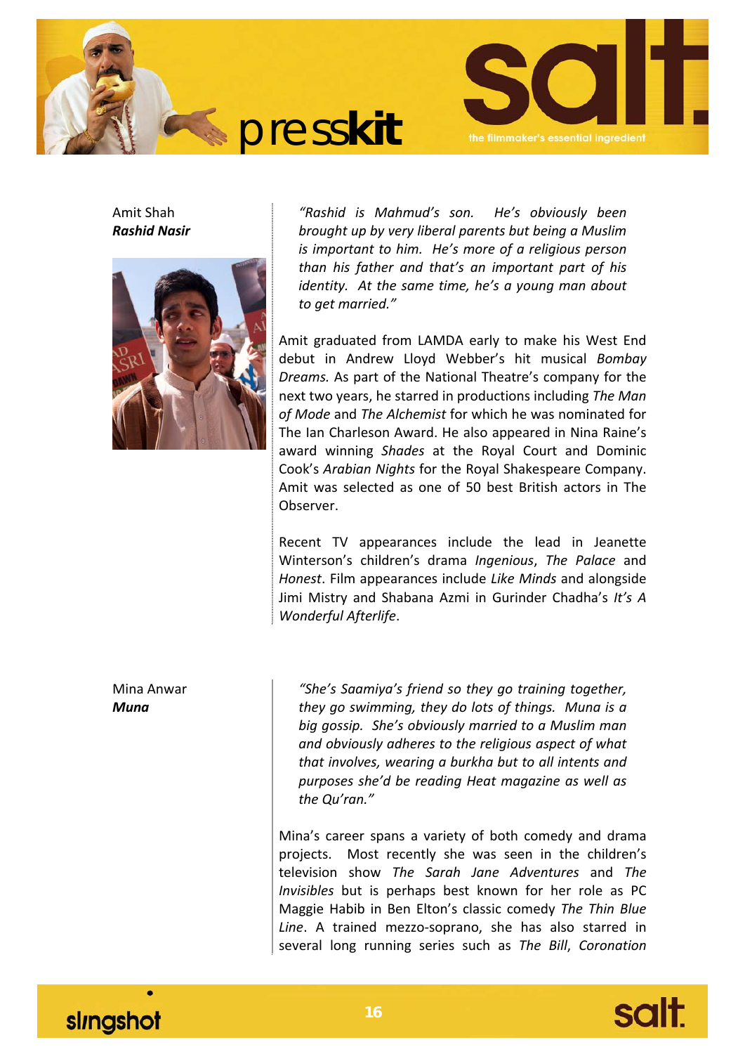Amit Shah
***Rashid Nasir***

*"Rashid is Mahmud's son. He's obviously been brought up by very liberal parents but being a Muslim is important to him. He's more of a religious person than his father and that's an important part of his identity. At the same time, he's a young man about to get married."*

Amit graduated from LAMDA early to make his West End debut in Andrew Lloyd Webber's hit musical *Bombay Dreams.* As part of the National Theatre's company for the next two years, he starred in productions including *The Man of Mode* and *The Alchemist* for which he was nominated for The Ian Charleson Award. He also appeared in Nina Raine's award winning *Shades* at the Royal Court and Dominic Cook's *Arabian Nights* for the Royal Shakespeare Company. Amit was selected as one of 50 best British actors in The Observer.

Recent TV appearances include the lead in Jeanette Winterson's children's drama *Ingenious*, *The Palace* and *Honest*. Film appearances include *Like Minds* and alongside Jimi Mistry and Shabana Azmi in Gurinder Chadha's *It's A Wonderful Afterlife*.

Mina Anwar
***Muna***

*"She's Saamiya's friend so they go training together, they go swimming, they do lots of things. Muna is a big gossip. She's obviously married to a Muslim man and obviously adheres to the religious aspect of what that involves, wearing a burkha but to all intents and purposes she'd be reading Heat magazine as well as the Qu'ran."*

Mina's career spans a variety of both comedy and drama projects. Most recently she was seen in the children's television show *The Sarah Jane Adventures* and *The Invisibles* but is perhaps best known for her role as PC Maggie Habib in Ben Elton's classic comedy *The Thin Blue Line*. A trained mezzo-soprano, she has also starred in several long running series such as *The Bill*, *Coronation*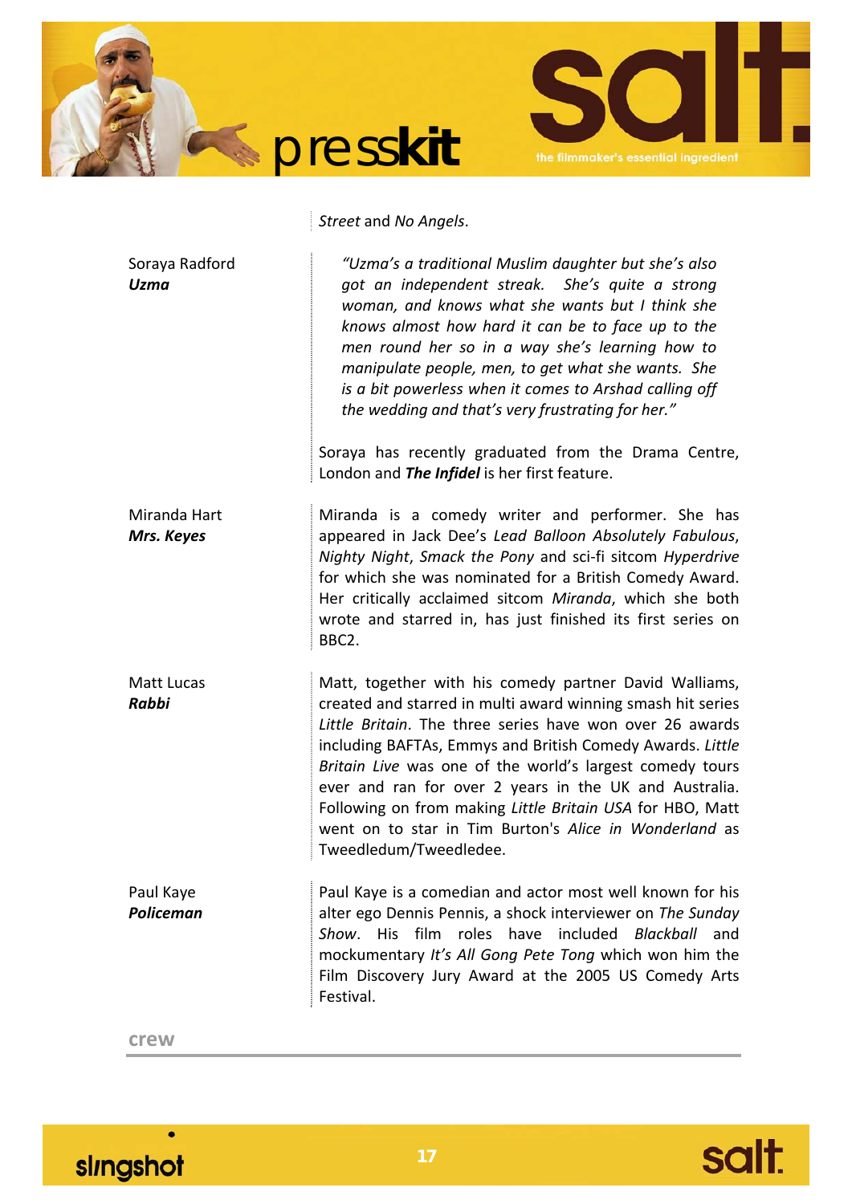*Street* and *No Angels*.

Soraya Radford
***Uzma***

*"Uzma's a traditional Muslim daughter but she's also got an independent streak. She's quite a strong woman, and knows what she wants but I think she knows almost how hard it can be to face up to the men round her so in a way she's learning how to manipulate people, men, to get what she wants. She is a bit powerless when it comes to Arshad calling off the wedding and that's very frustrating for her."*

Soraya has recently graduated from the Drama Centre, London and ***The Infidel*** is her first feature.

Miranda Hart
***Mrs. Keyes***

Miranda is a comedy writer and performer. She has appeared in Jack Dee's *Lead Balloon Absolutely Fabulous*, *Nighty Night*, *Smack the Pony* and sci-fi sitcom *Hyperdrive* for which she was nominated for a British Comedy Award. Her critically acclaimed sitcom *Miranda*, which she both wrote and starred in, has just finished its first series on BBC2.

Matt Lucas
***Rabbi***

Matt, together with his comedy partner David Walliams, created and starred in multi award winning smash hit series *Little Britain*. The three series have won over 26 awards including BAFTAs, Emmys and British Comedy Awards. *Little Britain Live* was one of the world's largest comedy tours ever and ran for over 2 years in the UK and Australia. Following on from making *Little Britain USA* for HBO, Matt went on to star in Tim Burton's *Alice in Wonderland* as Tweedledum/Tweedledee.

Paul Kaye
***Policeman***

Paul Kaye is a comedian and actor most well known for his alter ego Dennis Pennis, a shock interviewer on *The Sunday Show*. His film roles have included *Blackball* and mockumentary *It's All Gong Pete Tong* which won him the Film Discovery Jury Award at the 2005 US Comedy Arts Festival.

## crew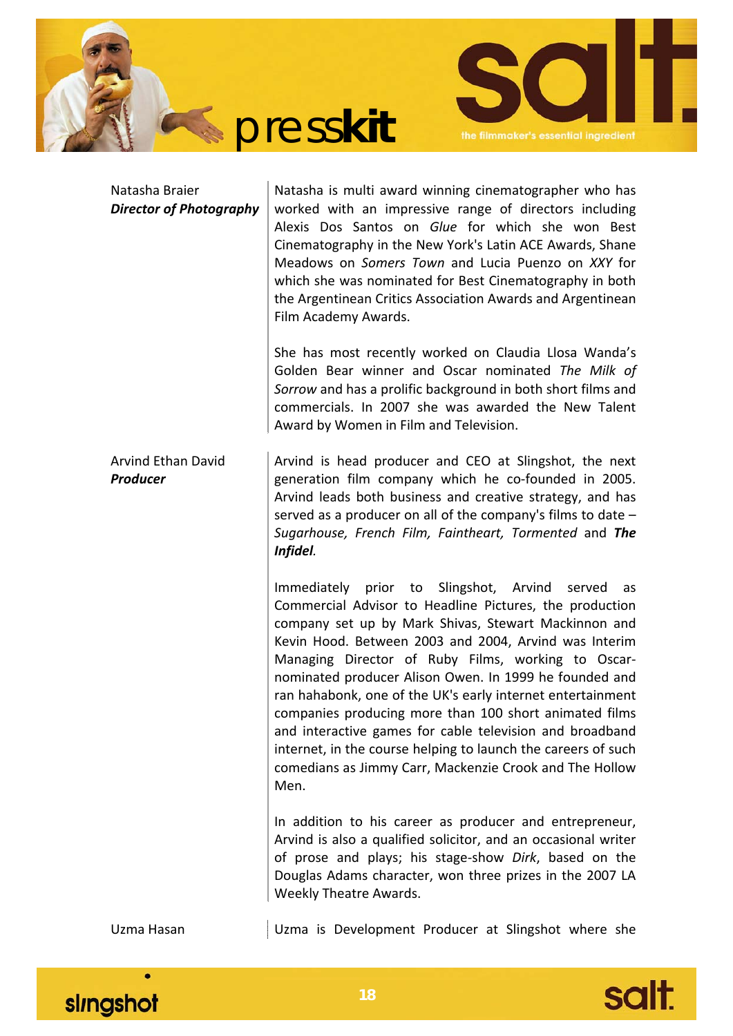**Natasha Braier**
***Director of Photography***

Natasha is multi award winning cinematographer who has worked with an impressive range of directors including Alexis Dos Santos on *Glue* for which she won Best Cinematography in the New York's Latin ACE Awards, Shane Meadows on *Somers Town* and Lucia Puenzo on *XXY* for which she was nominated for Best Cinematography in both the Argentinean Critics Association Awards and Argentinean Film Academy Awards.

She has most recently worked on Claudia Llosa Wanda's Golden Bear winner and Oscar nominated *The Milk of Sorrow* and has a prolific background in both short films and commercials. In 2007 she was awarded the New Talent Award by Women in Film and Television.

**Arvind Ethan David**
***Producer***

Arvind is head producer and CEO at Slingshot, the next generation film company which he co-founded in 2005. Arvind leads both business and creative strategy, and has served as a producer on all of the company's films to date – *Sugarhouse, French Film, Faintheart, Tormented* and ***The Infidel***.

Immediately prior to Slingshot, Arvind served as Commercial Advisor to Headline Pictures, the production company set up by Mark Shivas, Stewart Mackinnon and Kevin Hood. Between 2003 and 2004, Arvind was Interim Managing Director of Ruby Films, working to Oscar-nominated producer Alison Owen. In 1999 he founded and ran hahabonk, one of the UK's early internet entertainment companies producing more than 100 short animated films and interactive games for cable television and broadband internet, in the course helping to launch the careers of such comedians as Jimmy Carr, Mackenzie Crook and The Hollow Men.

In addition to his career as producer and entrepreneur, Arvind is also a qualified solicitor, and an occasional writer of prose and plays; his stage-show *Dirk*, based on the Douglas Adams character, won three prizes in the 2007 LA Weekly Theatre Awards.

**Uzma Hasan**

Uzma is Development Producer at Slingshot where she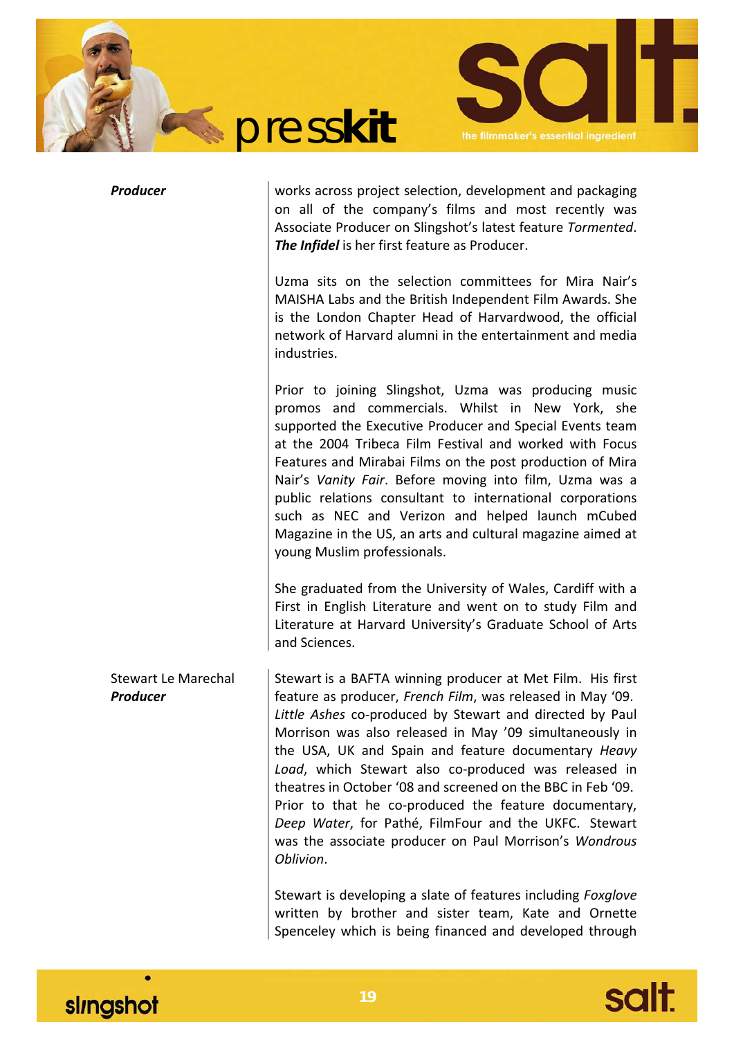***Producer***

works across project selection, development and packaging on all of the company's films and most recently was Associate Producer on Slingshot's latest feature *Tormented*. ***The Infidel*** is her first feature as Producer.

Uzma sits on the selection committees for Mira Nair's MAISHA Labs and the British Independent Film Awards. She is the London Chapter Head of Harvardwood, the official network of Harvard alumni in the entertainment and media industries.

Prior to joining Slingshot, Uzma was producing music promos and commercials. Whilst in New York, she supported the Executive Producer and Special Events team at the 2004 Tribeca Film Festival and worked with Focus Features and Mirabai Films on the post production of Mira Nair's *Vanity Fair*. Before moving into film, Uzma was a public relations consultant to international corporations such as NEC and Verizon and helped launch mCubed Magazine in the US, an arts and cultural magazine aimed at young Muslim professionals.

She graduated from the University of Wales, Cardiff with a First in English Literature and went on to study Film and Literature at Harvard University's Graduate School of Arts and Sciences.

Stewart Le Marechal
***Producer***

Stewart is a BAFTA winning producer at Met Film. His first feature as producer, *French Film*, was released in May '09. *Little Ashes* co-produced by Stewart and directed by Paul Morrison was also released in May '09 simultaneously in the USA, UK and Spain and feature documentary *Heavy Load*, which Stewart also co-produced was released in theatres in October '08 and screened on the BBC in Feb '09. Prior to that he co-produced the feature documentary, *Deep Water*, for Pathé, FilmFour and the UKFC. Stewart was the associate producer on Paul Morrison's *Wondrous Oblivion*.

Stewart is developing a slate of features including *Foxglove* written by brother and sister team, Kate and Ornette Spenceley which is being financed and developed through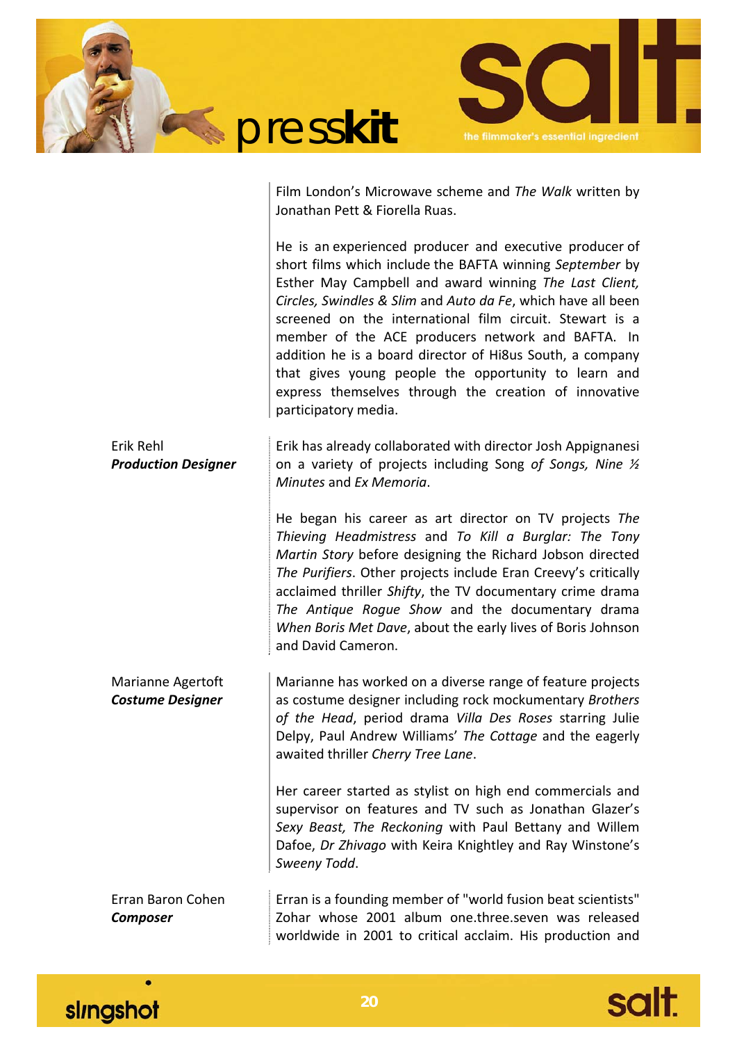Film London's Microwave scheme and *The Walk* written by Jonathan Pett & Fiorella Ruas.

He is an experienced producer and executive producer of short films which include the BAFTA winning *September* by Esther May Campbell and award winning *The Last Client, Circles, Swindles & Slim* and *Auto da Fe*, which have all been screened on the international film circuit. Stewart is a member of the ACE producers network and BAFTA. In addition he is a board director of Hi8us South, a company that gives young people the opportunity to learn and express themselves through the creation of innovative participatory media.

Erik Rehl
***Production Designer***

Erik has already collaborated with director Josh Appignanesi on a variety of projects including Song *of Songs, Nine ½ Minutes* and *Ex Memoria*.

He began his career as art director on TV projects *The Thieving Headmistress* and *To Kill a Burglar: The Tony Martin Story* before designing the Richard Jobson directed *The Purifiers*. Other projects include Eran Creevy's critically acclaimed thriller *Shifty*, the TV documentary crime drama *The Antique Rogue Show* and the documentary drama *When Boris Met Dave*, about the early lives of Boris Johnson and David Cameron.

Marianne Agertoft
***Costume Designer***

Marianne has worked on a diverse range of feature projects as costume designer including rock mockumentary *Brothers of the Head*, period drama *Villa Des Roses* starring Julie Delpy, Paul Andrew Williams' *The Cottage* and the eagerly awaited thriller *Cherry Tree Lane*.

Her career started as stylist on high end commercials and supervisor on features and TV such as Jonathan Glazer's *Sexy Beast, The Reckoning* with Paul Bettany and Willem Dafoe, *Dr Zhivago* with Keira Knightley and Ray Winstone's *Sweeny Todd*.

Erran Baron Cohen
***Composer***

Erran is a founding member of "world fusion beat scientists" Zohar whose 2001 album one.three.seven was released worldwide in 2001 to critical acclaim. His production and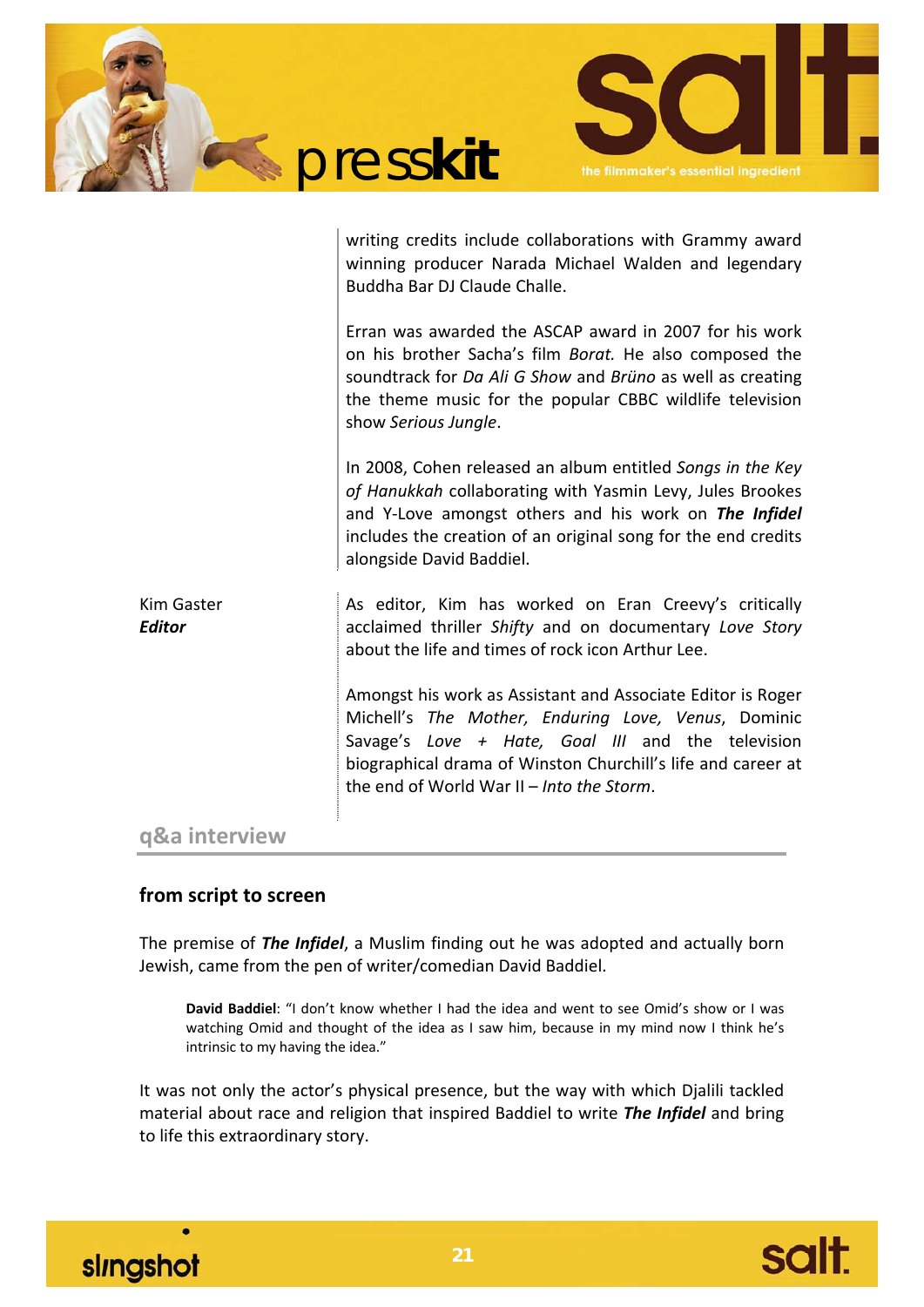writing credits include collaborations with Grammy award winning producer Narada Michael Walden and legendary Buddha Bar DJ Claude Challe.

Erran was awarded the ASCAP award in 2007 for his work on his brother Sacha's film *Borat.* He also composed the soundtrack for *Da Ali G Show* and *Brüno* as well as creating the theme music for the popular CBBC wildlife television show *Serious Jungle*.

In 2008, Cohen released an album entitled *Songs in the Key of Hanukkah* collaborating with Yasmin Levy, Jules Brookes and Y-Love amongst others and his work on ***The Infidel*** includes the creation of an original song for the end credits alongside David Baddiel.

Kim Gaster
***Editor***

As editor, Kim has worked on Eran Creevy's critically acclaimed thriller *Shifty* and on documentary *Love Story* about the life and times of rock icon Arthur Lee.

Amongst his work as Assistant and Associate Editor is Roger Michell's *The Mother, Enduring Love, Venus*, Dominic Savage's *Love + Hate, Goal III* and the television biographical drama of Winston Churchill's life and career at the end of World War II – *Into the Storm*.

## q&a interview

### from script to screen

The premise of ***The Infidel***, a Muslim finding out he was adopted and actually born Jewish, came from the pen of writer/comedian David Baddiel.

> **David Baddiel**: "I don't know whether I had the idea and went to see Omid's show or I was watching Omid and thought of the idea as I saw him, because in my mind now I think he's intrinsic to my having the idea."

It was not only the actor's physical presence, but the way with which Djalili tackled material about race and religion that inspired Baddiel to write ***The Infidel*** and bring to life this extraordinary story.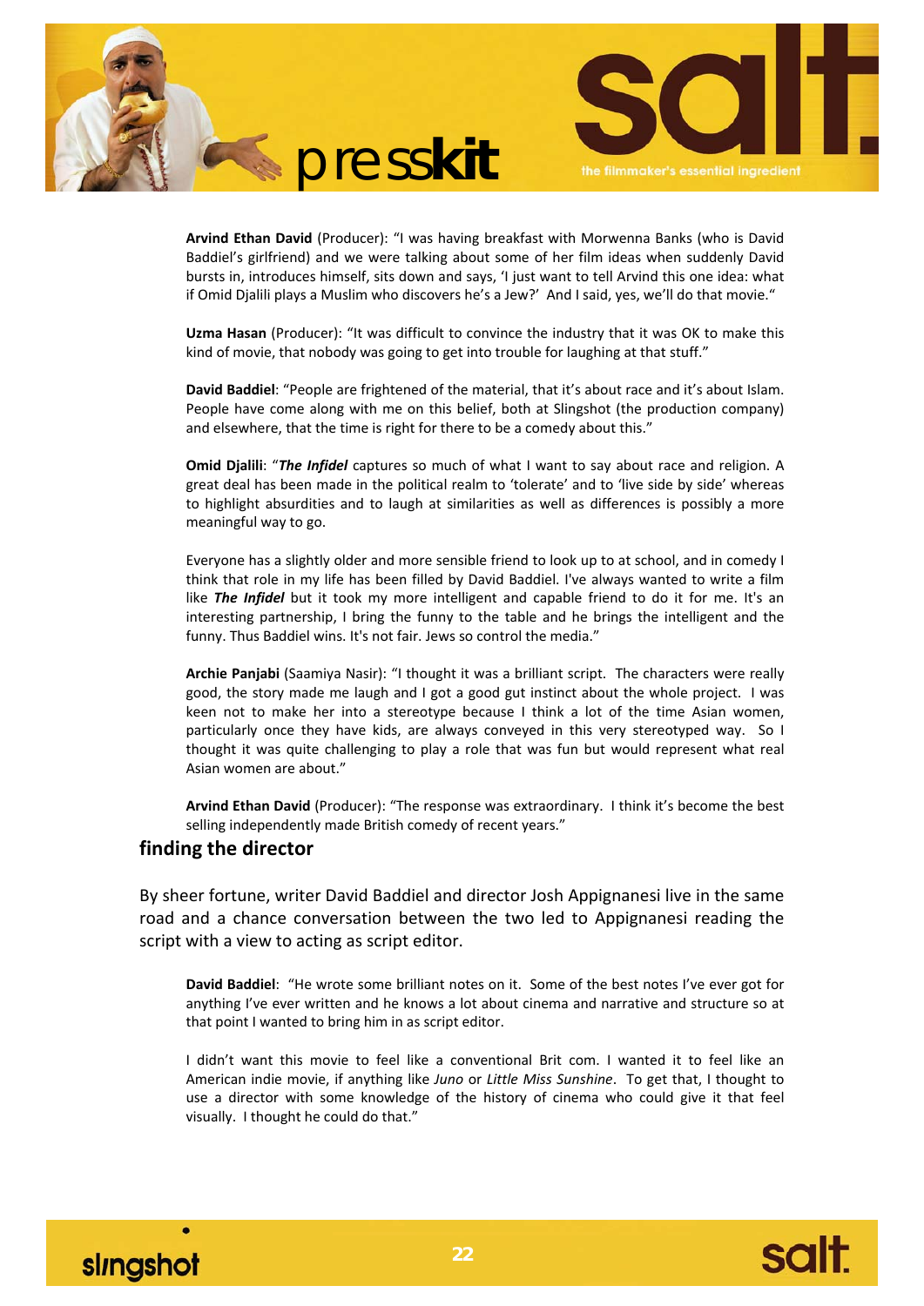**Arvind Ethan David** (Producer): "I was having breakfast with Morwenna Banks (who is David Baddiel's girlfriend) and we were talking about some of her film ideas when suddenly David bursts in, introduces himself, sits down and says, 'I just want to tell Arvind this one idea: what if Omid Djalili plays a Muslim who discovers he's a Jew?' And I said, yes, we'll do that movie."

**Uzma Hasan** (Producer): "It was difficult to convince the industry that it was OK to make this kind of movie, that nobody was going to get into trouble for laughing at that stuff."

**David Baddiel**: "People are frightened of the material, that it's about race and it's about Islam. People have come along with me on this belief, both at Slingshot (the production company) and elsewhere, that the time is right for there to be a comedy about this."

**Omid Djalili**: "***The Infidel*** captures so much of what I want to say about race and religion. A great deal has been made in the political realm to 'tolerate' and to 'live side by side' whereas to highlight absurdities and to laugh at similarities as well as differences is possibly a more meaningful way to go.

Everyone has a slightly older and more sensible friend to look up to at school, and in comedy I think that role in my life has been filled by David Baddiel. I've always wanted to write a film like ***The Infidel*** but it took my more intelligent and capable friend to do it for me. It's an interesting partnership, I bring the funny to the table and he brings the intelligent and the funny. Thus Baddiel wins. It's not fair. Jews so control the media."

**Archie Panjabi** (Saamiya Nasir): "I thought it was a brilliant script. The characters were really good, the story made me laugh and I got a good gut instinct about the whole project. I was keen not to make her into a stereotype because I think a lot of the time Asian women, particularly once they have kids, are always conveyed in this very stereotyped way. So I thought it was quite challenging to play a role that was fun but would represent what real Asian women are about."

**Arvind Ethan David** (Producer): "The response was extraordinary. I think it's become the best selling independently made British comedy of recent years."

## finding the director

By sheer fortune, writer David Baddiel and director Josh Appignanesi live in the same road and a chance conversation between the two led to Appignanesi reading the script with a view to acting as script editor.

**David Baddiel**: "He wrote some brilliant notes on it. Some of the best notes I've ever got for anything I've ever written and he knows a lot about cinema and narrative and structure so at that point I wanted to bring him in as script editor.

I didn't want this movie to feel like a conventional Brit com. I wanted it to feel like an American indie movie, if anything like *Juno* or *Little Miss Sunshine*. To get that, I thought to use a director with some knowledge of the history of cinema who could give it that feel visually. I thought he could do that."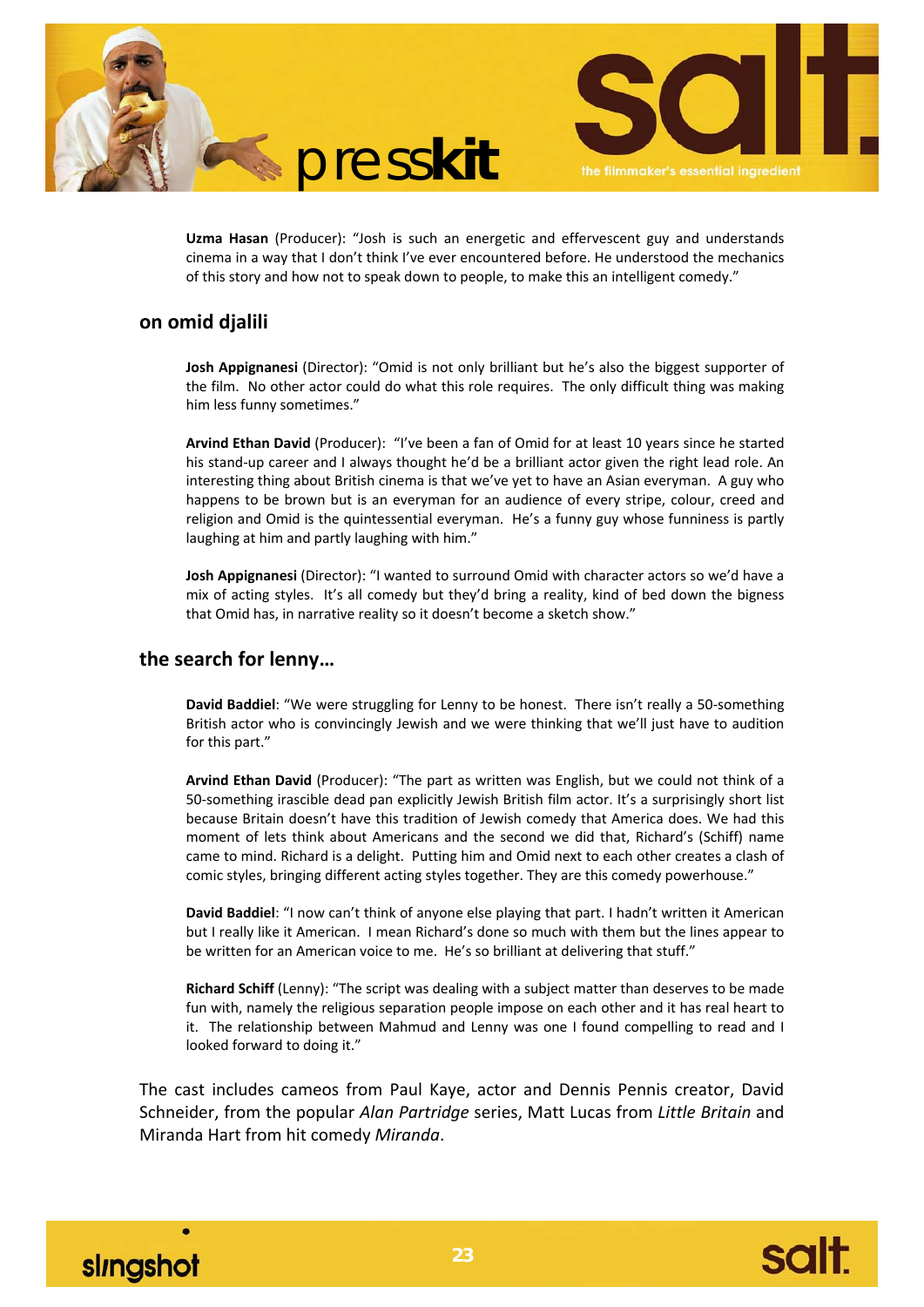**Uzma Hasan** (Producer): "Josh is such an energetic and effervescent guy and understands cinema in a way that I don't think I've ever encountered before. He understood the mechanics of this story and how not to speak down to people, to make this an intelligent comedy."

## on omid djalili

**Josh Appignanesi** (Director): "Omid is not only brilliant but he's also the biggest supporter of the film. No other actor could do what this role requires. The only difficult thing was making him less funny sometimes."

**Arvind Ethan David** (Producer): "I've been a fan of Omid for at least 10 years since he started his stand-up career and I always thought he'd be a brilliant actor given the right lead role. An interesting thing about British cinema is that we've yet to have an Asian everyman. A guy who happens to be brown but is an everyman for an audience of every stripe, colour, creed and religion and Omid is the quintessential everyman. He's a funny guy whose funniness is partly laughing at him and partly laughing with him."

**Josh Appignanesi** (Director): "I wanted to surround Omid with character actors so we'd have a mix of acting styles. It's all comedy but they'd bring a reality, kind of bed down the bigness that Omid has, in narrative reality so it doesn't become a sketch show."

## the search for lenny…

**David Baddiel**: "We were struggling for Lenny to be honest. There isn't really a 50-something British actor who is convincingly Jewish and we were thinking that we'll just have to audition for this part."

**Arvind Ethan David** (Producer): "The part as written was English, but we could not think of a 50-something irascible dead pan explicitly Jewish British film actor. It's a surprisingly short list because Britain doesn't have this tradition of Jewish comedy that America does. We had this moment of lets think about Americans and the second we did that, Richard's (Schiff) name came to mind. Richard is a delight. Putting him and Omid next to each other creates a clash of comic styles, bringing different acting styles together. They are this comedy powerhouse."

**David Baddiel**: "I now can't think of anyone else playing that part. I hadn't written it American but I really like it American. I mean Richard's done so much with them but the lines appear to be written for an American voice to me. He's so brilliant at delivering that stuff."

**Richard Schiff** (Lenny): "The script was dealing with a subject matter than deserves to be made fun with, namely the religious separation people impose on each other and it has real heart to it. The relationship between Mahmud and Lenny was one I found compelling to read and I looked forward to doing it."

The cast includes cameos from Paul Kaye, actor and Dennis Pennis creator, David Schneider, from the popular *Alan Partridge* series, Matt Lucas from *Little Britain* and Miranda Hart from hit comedy *Miranda*.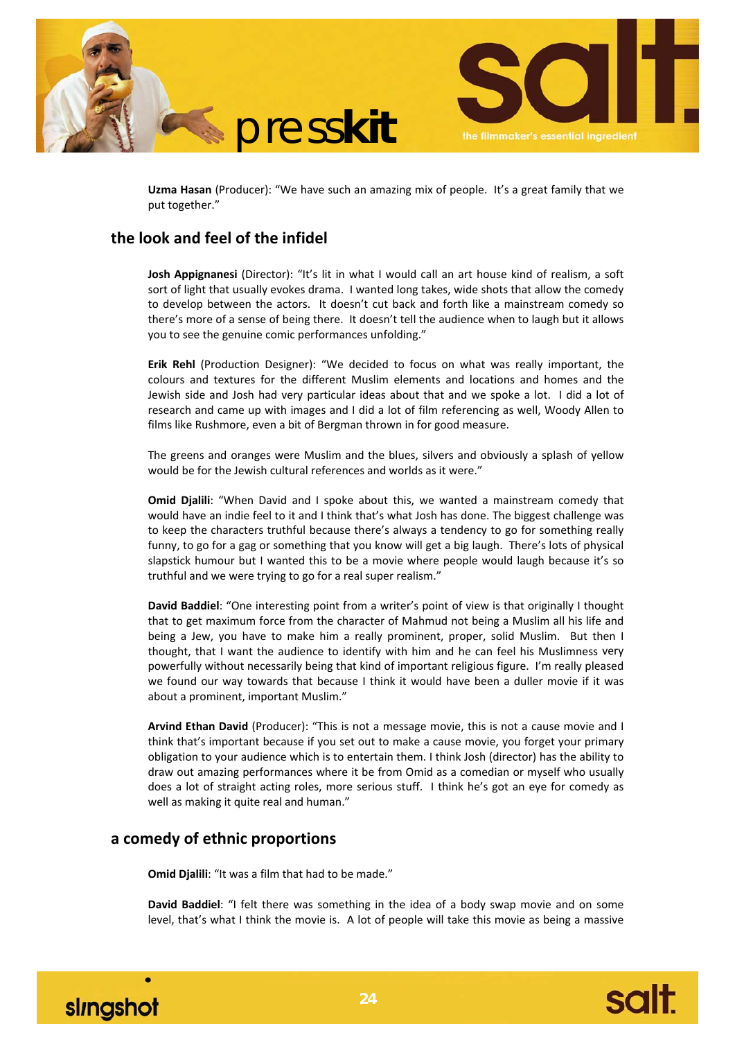**Uzma Hasan** (Producer): "We have such an amazing mix of people. It's a great family that we put together."

## the look and feel of the infidel

**Josh Appignanesi** (Director): "It's lit in what I would call an art house kind of realism, a soft sort of light that usually evokes drama. I wanted long takes, wide shots that allow the comedy to develop between the actors. It doesn't cut back and forth like a mainstream comedy so there's more of a sense of being there. It doesn't tell the audience when to laugh but it allows you to see the genuine comic performances unfolding."

**Erik Rehl** (Production Designer): "We decided to focus on what was really important, the colours and textures for the different Muslim elements and locations and homes and the Jewish side and Josh had very particular ideas about that and we spoke a lot. I did a lot of research and came up with images and I did a lot of film referencing as well, Woody Allen to films like Rushmore, even a bit of Bergman thrown in for good measure.

The greens and oranges were Muslim and the blues, silvers and obviously a splash of yellow would be for the Jewish cultural references and worlds as it were."

**Omid Djalili**: "When David and I spoke about this, we wanted a mainstream comedy that would have an indie feel to it and I think that's what Josh has done. The biggest challenge was to keep the characters truthful because there's always a tendency to go for something really funny, to go for a gag or something that you know will get a big laugh. There's lots of physical slapstick humour but I wanted this to be a movie where people would laugh because it's so truthful and we were trying to go for a real super realism."

**David Baddiel**: "One interesting point from a writer's point of view is that originally I thought that to get maximum force from the character of Mahmud not being a Muslim all his life and being a Jew, you have to make him a really prominent, proper, solid Muslim. But then I thought, that I want the audience to identify with him and he can feel his Muslimness very powerfully without necessarily being that kind of important religious figure. I'm really pleased we found our way towards that because I think it would have been a duller movie if it was about a prominent, important Muslim."

**Arvind Ethan David** (Producer): "This is not a message movie, this is not a cause movie and I think that's important because if you set out to make a cause movie, you forget your primary obligation to your audience which is to entertain them. I think Josh (director) has the ability to draw out amazing performances where it be from Omid as a comedian or myself who usually does a lot of straight acting roles, more serious stuff. I think he's got an eye for comedy as well as making it quite real and human."

## a comedy of ethnic proportions

**Omid Djalili**: "It was a film that had to be made."

**David Baddiel**: "I felt there was something in the idea of a body swap movie and on some level, that's what I think the movie is. A lot of people will take this movie as being a massive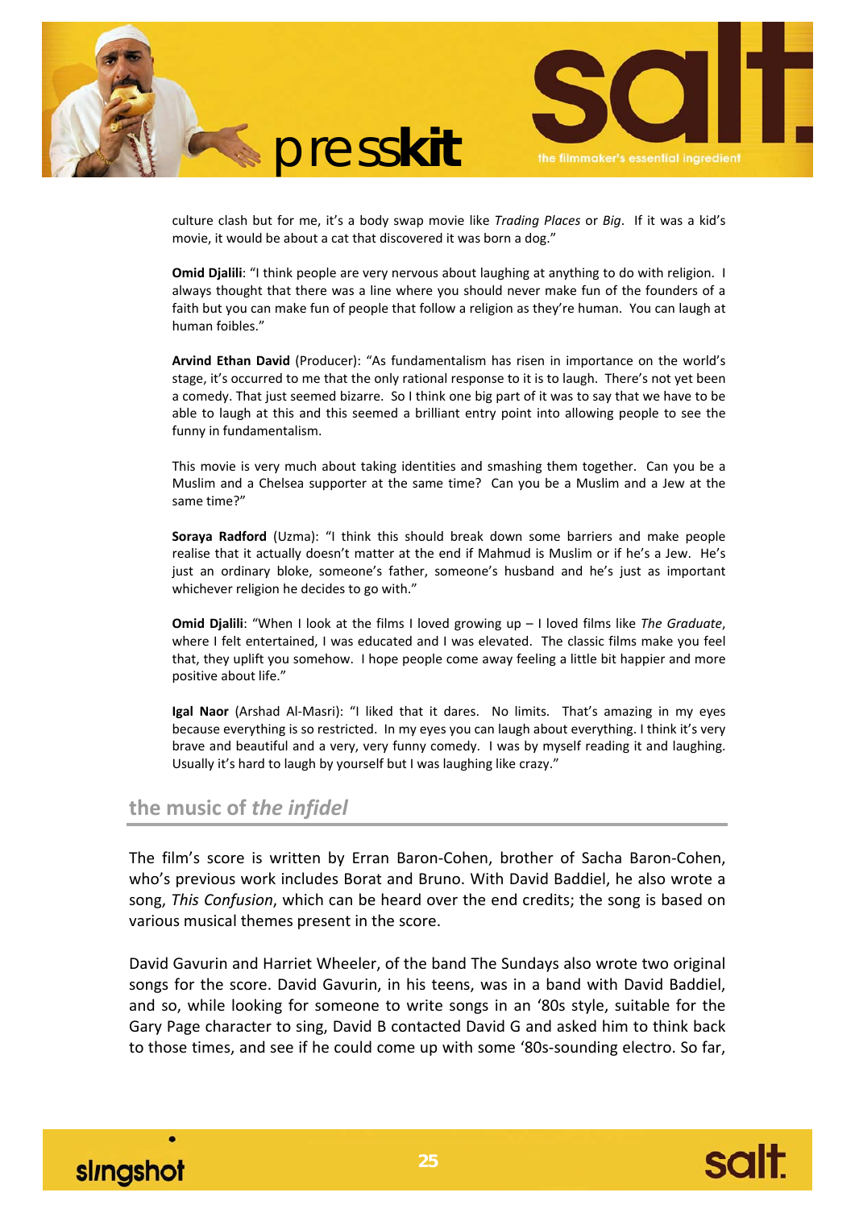culture clash but for me, it's a body swap movie like *Trading Places* or *Big*. If it was a kid's movie, it would be about a cat that discovered it was born a dog."

**Omid Djalili**: "I think people are very nervous about laughing at anything to do with religion. I always thought that there was a line where you should never make fun of the founders of a faith but you can make fun of people that follow a religion as they're human. You can laugh at human foibles."

**Arvind Ethan David** (Producer): "As fundamentalism has risen in importance on the world's stage, it's occurred to me that the only rational response to it is to laugh. There's not yet been a comedy. That just seemed bizarre. So I think one big part of it was to say that we have to be able to laugh at this and this seemed a brilliant entry point into allowing people to see the funny in fundamentalism.

This movie is very much about taking identities and smashing them together. Can you be a Muslim and a Chelsea supporter at the same time? Can you be a Muslim and a Jew at the same time?"

**Soraya Radford** (Uzma): "I think this should break down some barriers and make people realise that it actually doesn't matter at the end if Mahmud is Muslim or if he's a Jew. He's just an ordinary bloke, someone's father, someone's husband and he's just as important whichever religion he decides to go with."

**Omid Djalili**: "When I look at the films I loved growing up – I loved films like *The Graduate*, where I felt entertained, I was educated and I was elevated. The classic films make you feel that, they uplift you somehow. I hope people come away feeling a little bit happier and more positive about life."

**Igal Naor** (Arshad Al-Masri): "I liked that it dares. No limits. That's amazing in my eyes because everything is so restricted. In my eyes you can laugh about everything. I think it's very brave and beautiful and a very, very funny comedy. I was by myself reading it and laughing. Usually it's hard to laugh by yourself but I was laughing like crazy."

## the music of *the infidel*

The film's score is written by Erran Baron-Cohen, brother of Sacha Baron-Cohen, who's previous work includes Borat and Bruno. With David Baddiel, he also wrote a song, *This Confusion*, which can be heard over the end credits; the song is based on various musical themes present in the score.

David Gavurin and Harriet Wheeler, of the band The Sundays also wrote two original songs for the score. David Gavurin, in his teens, was in a band with David Baddiel, and so, while looking for someone to write songs in an '80s style, suitable for the Gary Page character to sing, David B contacted David G and asked him to think back to those times, and see if he could come up with some '80s-sounding electro. So far,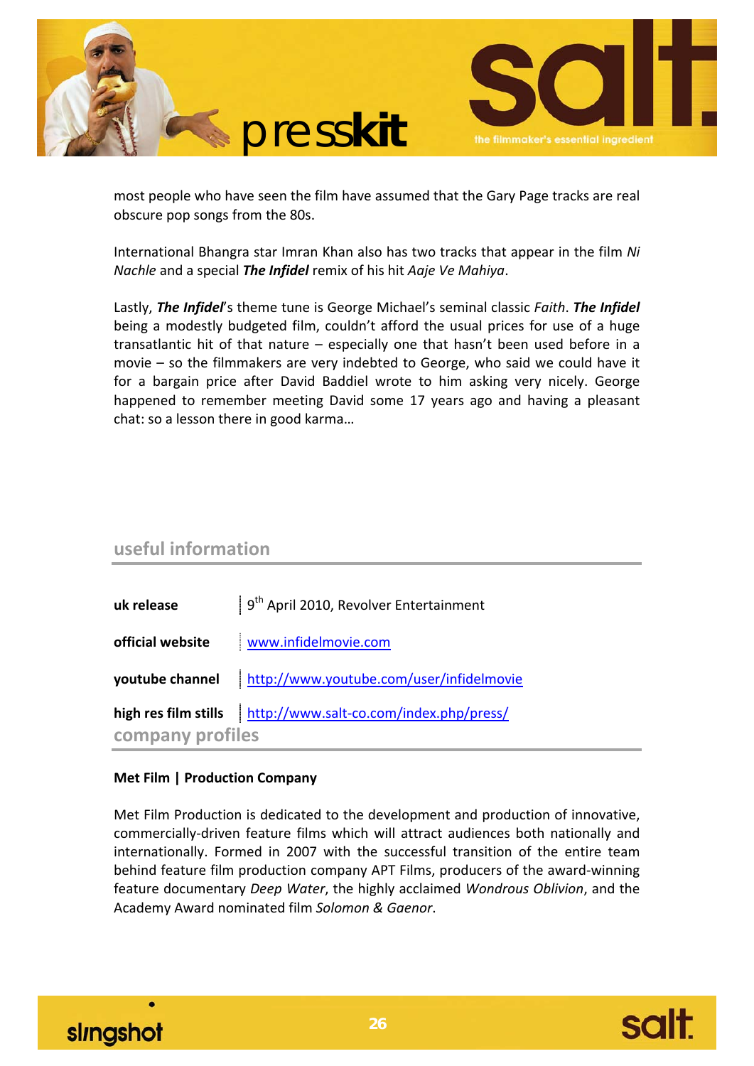most people who have seen the film have assumed that the Gary Page tracks are real obscure pop songs from the 80s.

International Bhangra star Imran Khan also has two tracks that appear in the film *Ni Nachle* and a special ***The Infidel*** remix of his hit *Aaje Ve Mahiya*.

Lastly, ***The Infidel***'s theme tune is George Michael's seminal classic *Faith*. ***The Infidel*** being a modestly budgeted film, couldn't afford the usual prices for use of a huge transatlantic hit of that nature – especially one that hasn't been used before in a movie – so the filmmakers are very indebted to George, who said we could have it for a bargain price after David Baddiel wrote to him asking very nicely. George happened to remember meeting David some 17 years ago and having a pleasant chat: so a lesson there in good karma…

## useful information

| | |
|---|---|
| **uk release** | 9th April 2010, Revolver Entertainment |
| **official website** | www.infidelmovie.com |
| **youtube channel** | http://www.youtube.com/user/infidelmovie |
| **high res film stills** | http://www.salt-co.com/index.php/press/ |

## company profiles

**Met Film | Production Company**

Met Film Production is dedicated to the development and production of innovative, commercially-driven feature films which will attract audiences both nationally and internationally. Formed in 2007 with the successful transition of the entire team behind feature film production company APT Films, producers of the award-winning feature documentary *Deep Water*, the highly acclaimed *Wondrous Oblivion*, and the Academy Award nominated film *Solomon & Gaenor*.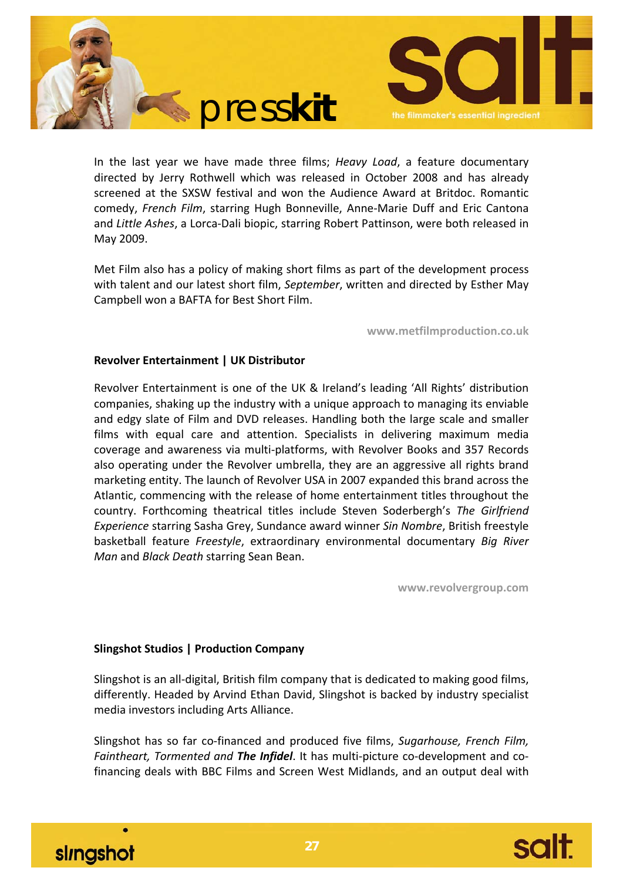In the last year we have made three films; *Heavy Load*, a feature documentary directed by Jerry Rothwell which was released in October 2008 and has already screened at the SXSW festival and won the Audience Award at Britdoc. Romantic comedy, *French Film*, starring Hugh Bonneville, Anne-Marie Duff and Eric Cantona and *Little Ashes*, a Lorca-Dali biopic, starring Robert Pattinson, were both released in May 2009.

Met Film also has a policy of making short films as part of the development process with talent and our latest short film, *September*, written and directed by Esther May Campbell won a BAFTA for Best Short Film.

**www.metfilmproduction.co.uk**

**Revolver Entertainment | UK Distributor**

Revolver Entertainment is one of the UK & Ireland's leading 'All Rights' distribution companies, shaking up the industry with a unique approach to managing its enviable and edgy slate of Film and DVD releases. Handling both the large scale and smaller films with equal care and attention. Specialists in delivering maximum media coverage and awareness via multi-platforms, with Revolver Books and 357 Records also operating under the Revolver umbrella, they are an aggressive all rights brand marketing entity. The launch of Revolver USA in 2007 expanded this brand across the Atlantic, commencing with the release of home entertainment titles throughout the country. Forthcoming theatrical titles include Steven Soderbergh's *The Girlfriend Experience* starring Sasha Grey, Sundance award winner *Sin Nombre*, British freestyle basketball feature *Freestyle*, extraordinary environmental documentary *Big River Man* and *Black Death* starring Sean Bean.

**www.revolvergroup.com**

**Slingshot Studios | Production Company**

Slingshot is an all-digital, British film company that is dedicated to making good films, differently. Headed by Arvind Ethan David, Slingshot is backed by industry specialist media investors including Arts Alliance.

Slingshot has so far co-financed and produced five films, *Sugarhouse, French Film, Faintheart, Tormented and* ***The Infidel***. It has multi-picture co-development and co-financing deals with BBC Films and Screen West Midlands, and an output deal with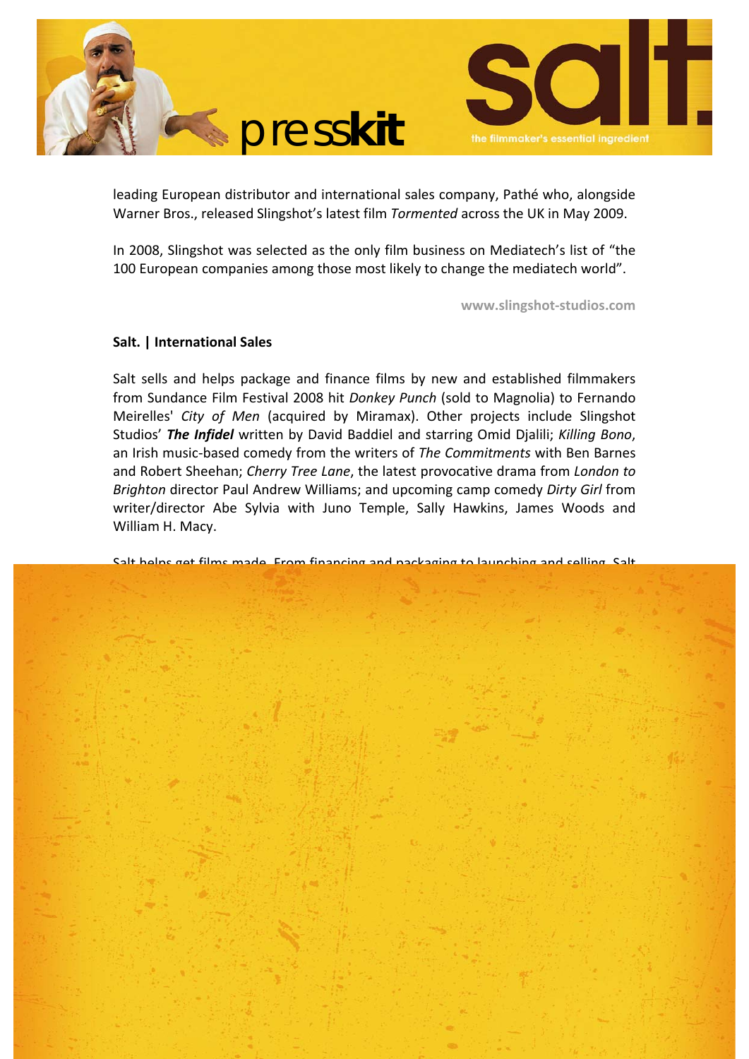leading European distributor and international sales company, Pathé who, alongside Warner Bros., released Slingshot's latest film *Tormented* across the UK in May 2009.

In 2008, Slingshot was selected as the only film business on Mediatech's list of "the 100 European companies among those most likely to change the mediatech world".

**www.slingshot-studios.com**

**Salt. | International Sales**

Salt sells and helps package and finance films by new and established filmmakers from Sundance Film Festival 2008 hit *Donkey Punch* (sold to Magnolia) to Fernando Meirelles' *City of Men* (acquired by Miramax). Other projects include Slingshot Studios' ***The Infidel*** written by David Baddiel and starring Omid Djalili; *Killing Bono*, an Irish music-based comedy from the writers of *The Commitments* with Ben Barnes and Robert Sheehan; *Cherry Tree Lane*, the latest provocative drama from *London to Brighton* director Paul Andrew Williams; and upcoming camp comedy *Dirty Girl* from writer/director Abe Sylvia with Juno Temple, Sally Hawkins, James Woods and William H. Macy.

Salt helps get films made. From financing and packaging to launching and selling, Salt